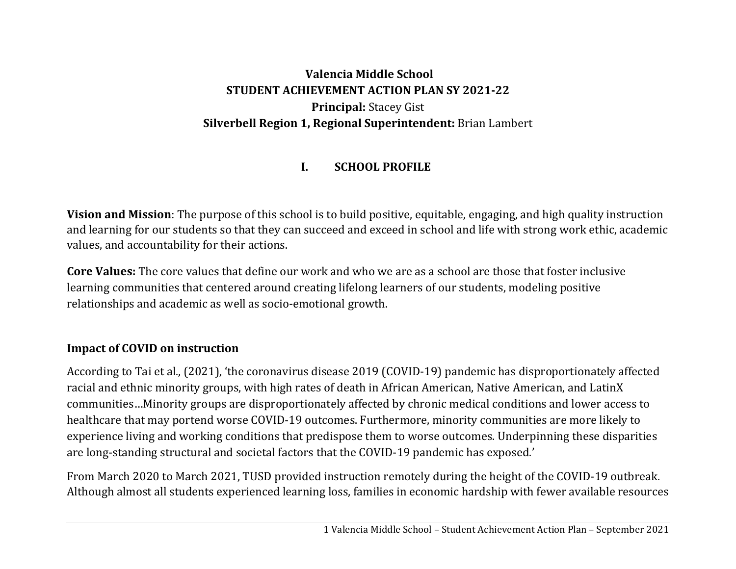**Valencia Middle School**

**STUDENT ACHIEVEMENT ACTION PLAN SY 2021-22**

**Principal:** Stacey Gist

**Silverbell Region 1, Regional Superintendent:** Brian Lambert

# I. SCHOOL PROFILE

**Vision and Mission**: The purpose of this school is to build positive, equitable, engaging, and high quality instruction and learning for our students so that they can succeed and exceed in school and life with strong work ethic, academic values, and accountability for their actions.

**Core Values:** The core values that define our work and who we are as a school are those that foster inclusive learning communities that centered around creating lifelong learners of our students, modeling positive relationships and academic as well as socio-emotional growth.

## Impact of COVID on instruction

According to Tai et al., (2021), 'the coronavirus disease 2019 (COVID-19) pandemic has disproportionately affected racial and ethnic minority groups, with high rates of death in African American, Native American, and LatinX communities…Minority groups are disproportionately affected by chronic medical conditions and lower access to healthcare that may portend worse COVID-19 outcomes. Furthermore, minority communities are more likely to experience living and working conditions that predispose them to worse outcomes. Underpinning these disparities are long-standing structural and societal factors that the COVID-19 pandemic has exposed.'

From March 2020 to March 2021, TUSD provided instruction remotely during the height of the COVID-19 outbreak. Although almost all students experienced learning loss, families in economic hardship with fewer available resources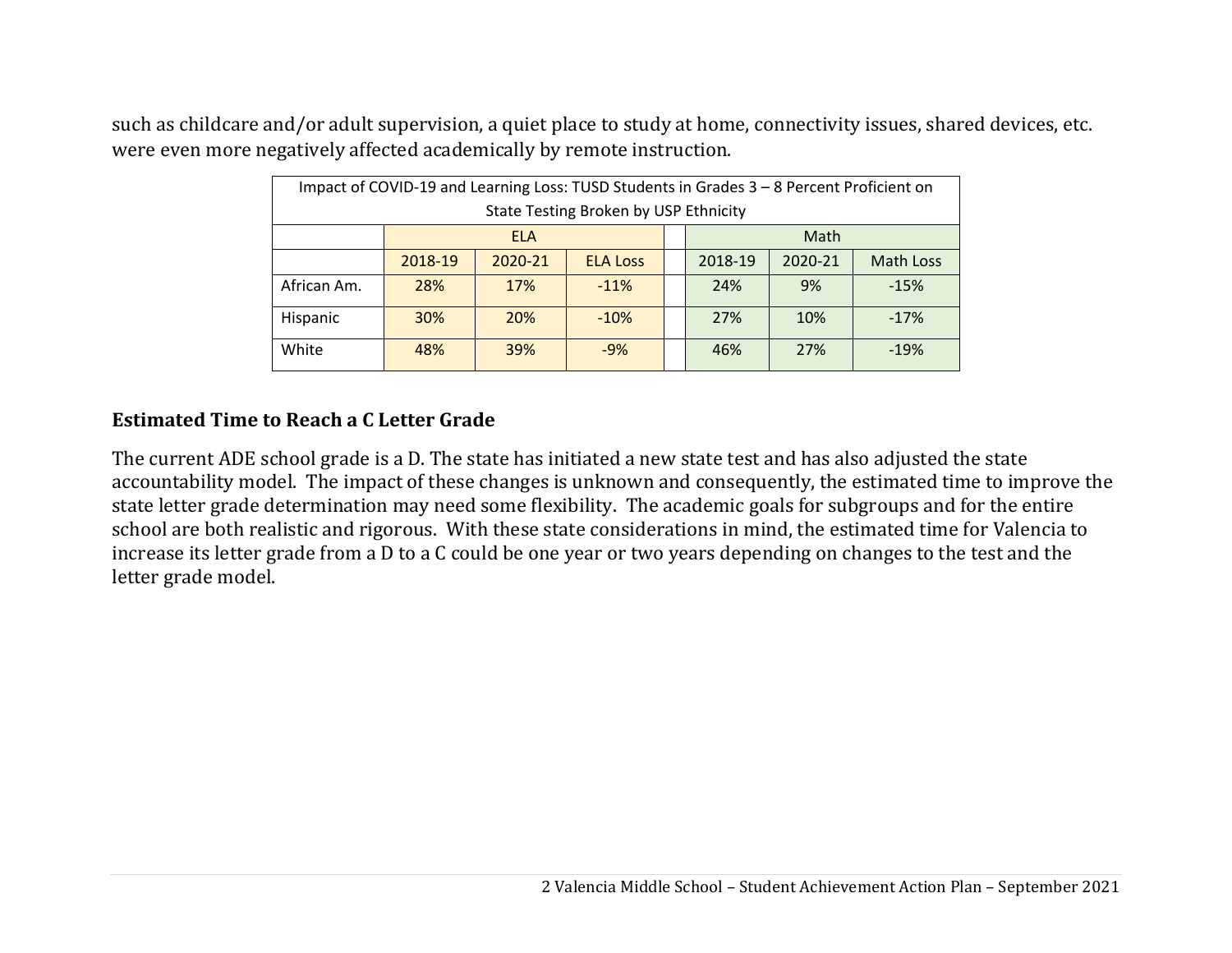such as childcare and/or adult supervision, a quiet place to study at home, connectivity issues, shared devices, etc. were even more negatively affected academically by remote instruction.

| Impact of COVID-19 and Learning Loss: TUSD Students in Grades 3 – 8 Percent Proficient on State Testing Broken by USP Ethnicity | | | | | | | |
|---|---|---|---|---|---|---|---|
| | ELA | | | | Math | | |
| | 2018-19 | 2020-21 | ELA Loss | | 2018-19 | 2020-21 | Math Loss |
| African Am. | 28% | 17% | -11% | | 24% | 9% | -15% |
| Hispanic | 30% | 20% | -10% | | 27% | 10% | -17% |
| White | 48% | 39% | -9% | | 46% | 27% | -19% |

### Estimated Time to Reach a C Letter Grade

The current ADE school grade is a D. The state has initiated a new state test and has also adjusted the state accountability model. The impact of these changes is unknown and consequently, the estimated time to improve the state letter grade determination may need some flexibility. The academic goals for subgroups and for the entire school are both realistic and rigorous. With these state considerations in mind, the estimated time for Valencia to increase its letter grade from a D to a C could be one year or two years depending on changes to the test and the letter grade model.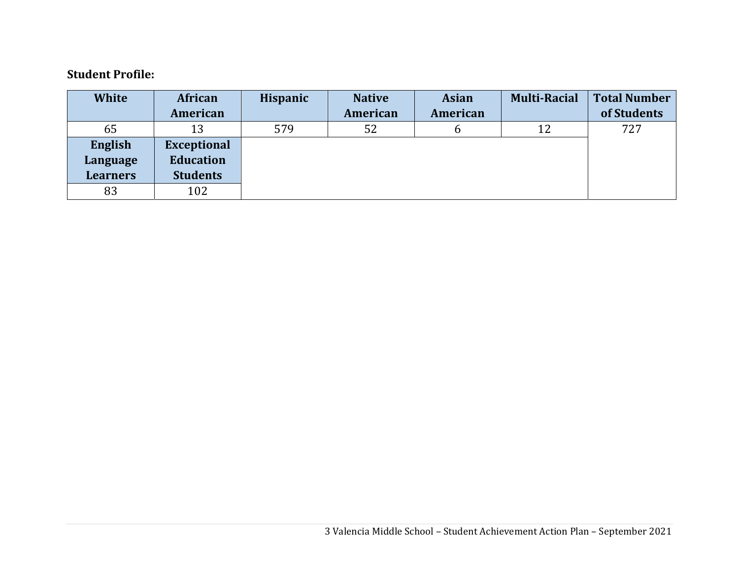**Student Profile:**

| White | African American | Hispanic | Native American | Asian American | Multi-Racial | Total Number of Students |
|---|---|---|---|---|---|---|
| 65 | 13 | 579 | 52 | 6 | 12 | 727 |
| **English Language Learners** | **Exceptional Education Students** | | | | | |
| 83 | 102 | | | | | |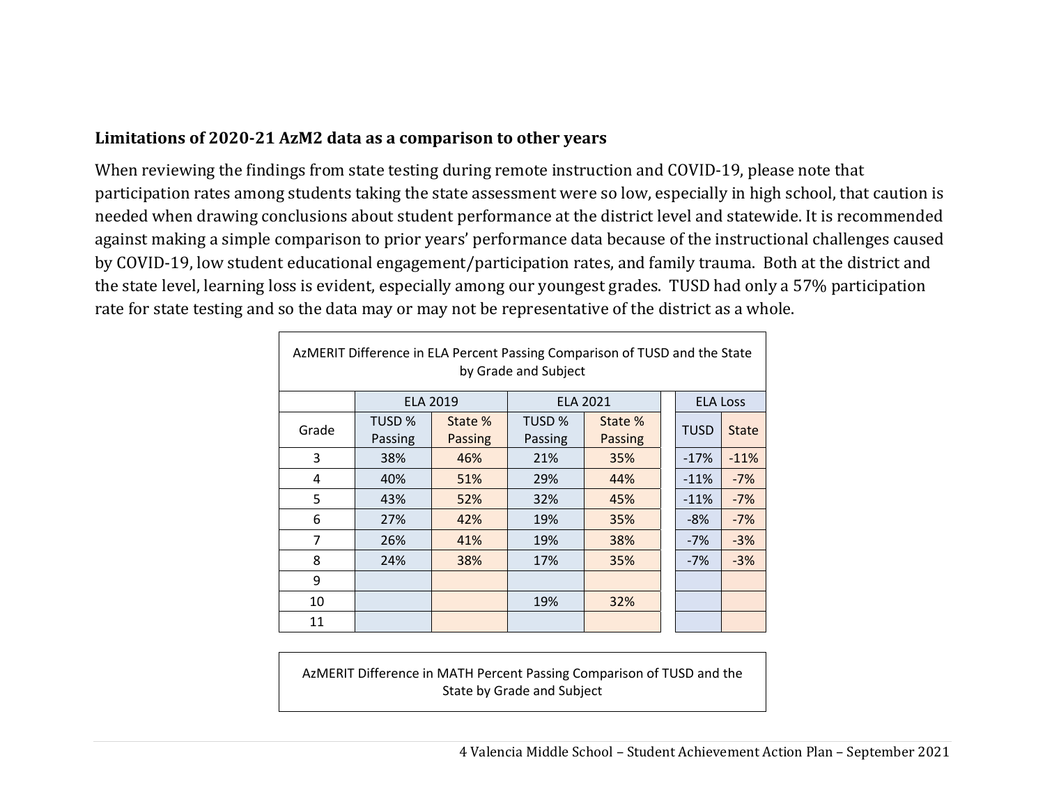**Limitations of 2020-21 AzM2 data as a comparison to other years**

When reviewing the findings from state testing during remote instruction and COVID-19, please note that participation rates among students taking the state assessment were so low, especially in high school, that caution is needed when drawing conclusions about student performance at the district level and statewide. It is recommended against making a simple comparison to prior years' performance data because of the instructional challenges caused by COVID-19, low student educational engagement/participation rates, and family trauma. Both at the district and the state level, learning loss is evident, especially among our youngest grades. TUSD had only a 57% participation rate for state testing and so the data may or may not be representative of the district as a whole.

AzMERIT Difference in ELA Percent Passing Comparison of TUSD and the State by Grade and Subject

| | ELA 2019 | | ELA 2021 | | ELA Loss | |
|---|---|---|---|---|---|---|
| Grade | TUSD % Passing | State % Passing | TUSD % Passing | State % Passing | TUSD | State |
| 3 | 38% | 46% | 21% | 35% | -17% | -11% |
| 4 | 40% | 51% | 29% | 44% | -11% | -7% |
| 5 | 43% | 52% | 32% | 45% | -11% | -7% |
| 6 | 27% | 42% | 19% | 35% | -8% | -7% |
| 7 | 26% | 41% | 19% | 38% | -7% | -3% |
| 8 | 24% | 38% | 17% | 35% | -7% | -3% |
| 9 | | | | | | |
| 10 | | | 19% | 32% | | |
| 11 | | | | | | |

AzMERIT Difference in MATH Percent Passing Comparison of TUSD and the State by Grade and Subject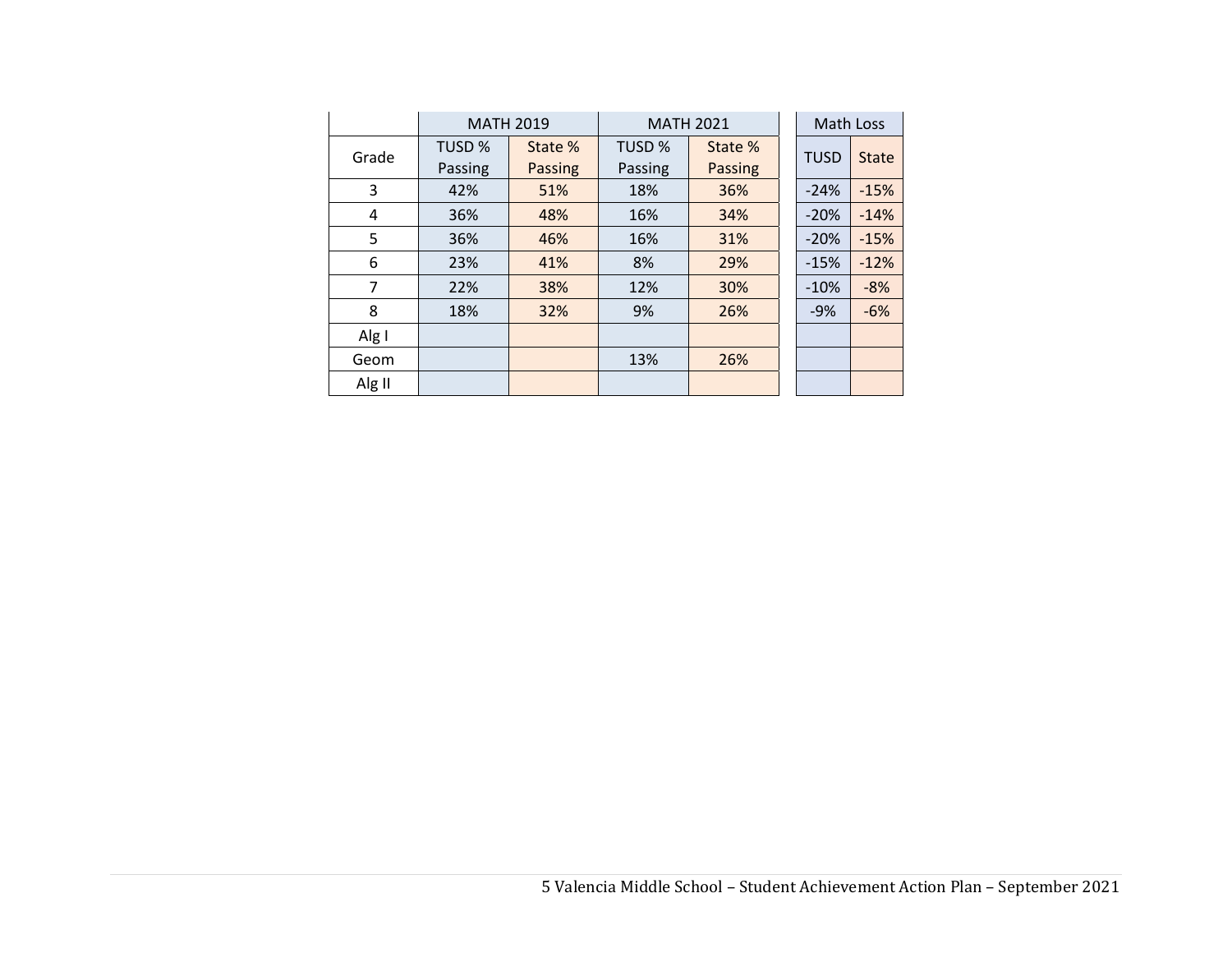| Grade | MATH 2019 | | MATH 2021 | | Math Loss | |
|---|---|---|---|---|---|---|
| | TUSD % Passing | State % Passing | TUSD % Passing | State % Passing | TUSD | State |
| 3 | 42% | 51% | 18% | 36% | -24% | -15% |
| 4 | 36% | 48% | 16% | 34% | -20% | -14% |
| 5 | 36% | 46% | 16% | 31% | -20% | -15% |
| 6 | 23% | 41% | 8% | 29% | -15% | -12% |
| 7 | 22% | 38% | 12% | 30% | -10% | -8% |
| 8 | 18% | 32% | 9% | 26% | -9% | -6% |
| Alg I | | | | | | |
| Geom | | | 13% | 26% | | |
| Alg II | | | | | | |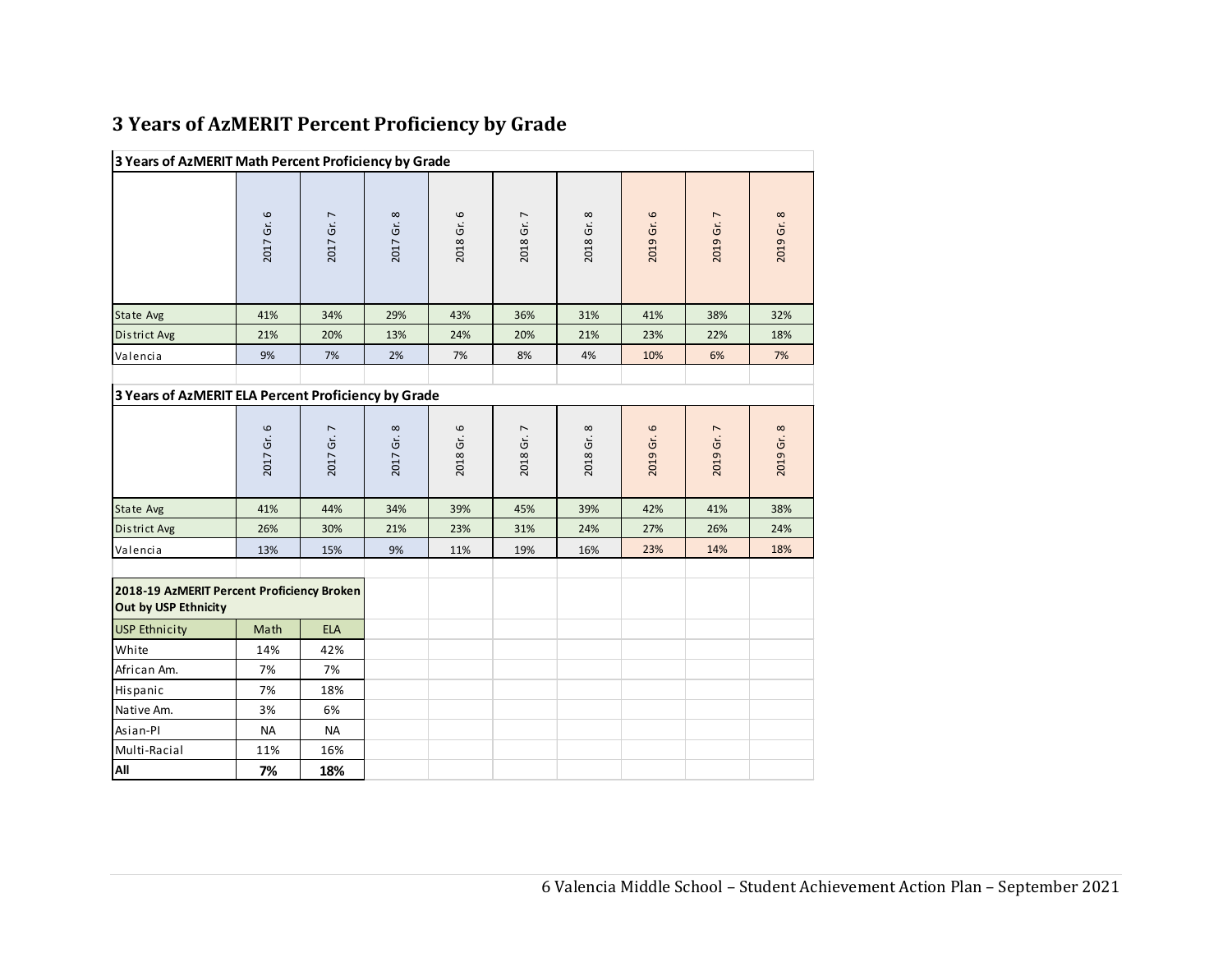## 3 Years of AzMERIT Percent Proficiency by Grade

**3 Years of AzMERIT Math Percent Proficiency by Grade**

| | 2017 Gr. 6 | 2017 Gr. 7 | 2017 Gr. 8 | 2018 Gr. 6 | 2018 Gr. 7 | 2018 Gr. 8 | 2019 Gr. 6 | 2019 Gr. 7 | 2019 Gr. 8 |
|---|---|---|---|---|---|---|---|---|---|
| State Avg | 41% | 34% | 29% | 43% | 36% | 31% | 41% | 38% | 32% |
| District Avg | 21% | 20% | 13% | 24% | 20% | 21% | 23% | 22% | 18% |
| Valencia | 9% | 7% | 2% | 7% | 8% | 4% | 10% | 6% | 7% |

**3 Years of AzMERIT ELA Percent Proficiency by Grade**

| | 2017 Gr. 6 | 2017 Gr. 7 | 2017 Gr. 8 | 2018 Gr. 6 | 2018 Gr. 7 | 2018 Gr. 8 | 2019 Gr. 6 | 2019 Gr. 7 | 2019 Gr. 8 |
|---|---|---|---|---|---|---|---|---|---|
| State Avg | 41% | 44% | 34% | 39% | 45% | 39% | 42% | 41% | 38% |
| District Avg | 26% | 30% | 21% | 23% | 31% | 24% | 27% | 26% | 24% |
| Valencia | 13% | 15% | 9% | 11% | 19% | 16% | 23% | 14% | 18% |

**2018-19 AzMERIT Percent Proficiency Broken Out by USP Ethnicity**

| USP Ethnicity | Math | ELA |
|---|---|---|
| White | 14% | 42% |
| African Am. | 7% | 7% |
| Hispanic | 7% | 18% |
| Native Am. | 3% | 6% |
| Asian-PI | NA | NA |
| Multi-Racial | 11% | 16% |
| **All** | **7%** | **18%** |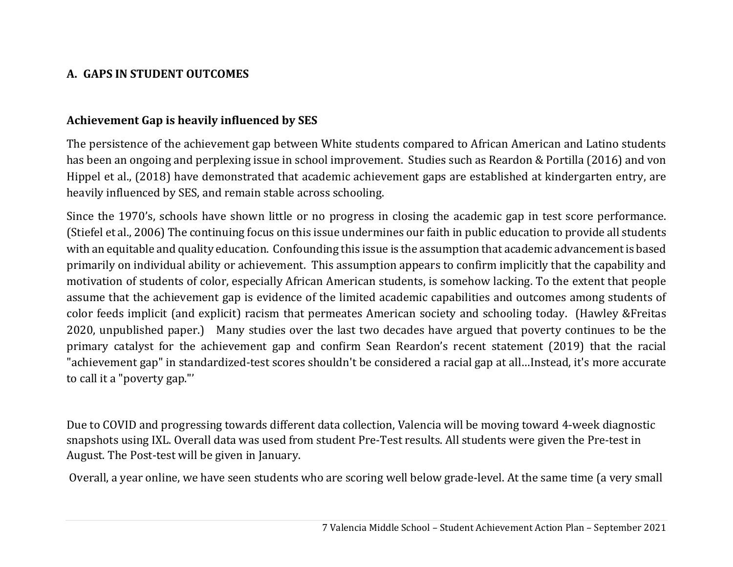## A. GAPS IN STUDENT OUTCOMES

### Achievement Gap is heavily influenced by SES

The persistence of the achievement gap between White students compared to African American and Latino students has been an ongoing and perplexing issue in school improvement. Studies such as Reardon & Portilla (2016) and von Hippel et al., (2018) have demonstrated that academic achievement gaps are established at kindergarten entry, are heavily influenced by SES, and remain stable across schooling.

Since the 1970's, schools have shown little or no progress in closing the academic gap in test score performance. (Stiefel et al., 2006) The continuing focus on this issue undermines our faith in public education to provide all students with an equitable and quality education. Confounding this issue is the assumption that academic advancement is based primarily on individual ability or achievement. This assumption appears to confirm implicitly that the capability and motivation of students of color, especially African American students, is somehow lacking. To the extent that people assume that the achievement gap is evidence of the limited academic capabilities and outcomes among students of color feeds implicit (and explicit) racism that permeates American society and schooling today. (Hawley &Freitas 2020, unpublished paper.) Many studies over the last two decades have argued that poverty continues to be the primary catalyst for the achievement gap and confirm Sean Reardon's recent statement (2019) that the racial "achievement gap" in standardized-test scores shouldn't be considered a racial gap at all…Instead, it's more accurate to call it a "poverty gap."'

Due to COVID and progressing towards different data collection, Valencia will be moving toward 4-week diagnostic snapshots using IXL. Overall data was used from student Pre-Test results. All students were given the Pre-test in August. The Post-test will be given in January.

Overall, a year online, we have seen students who are scoring well below grade-level. At the same time (a very small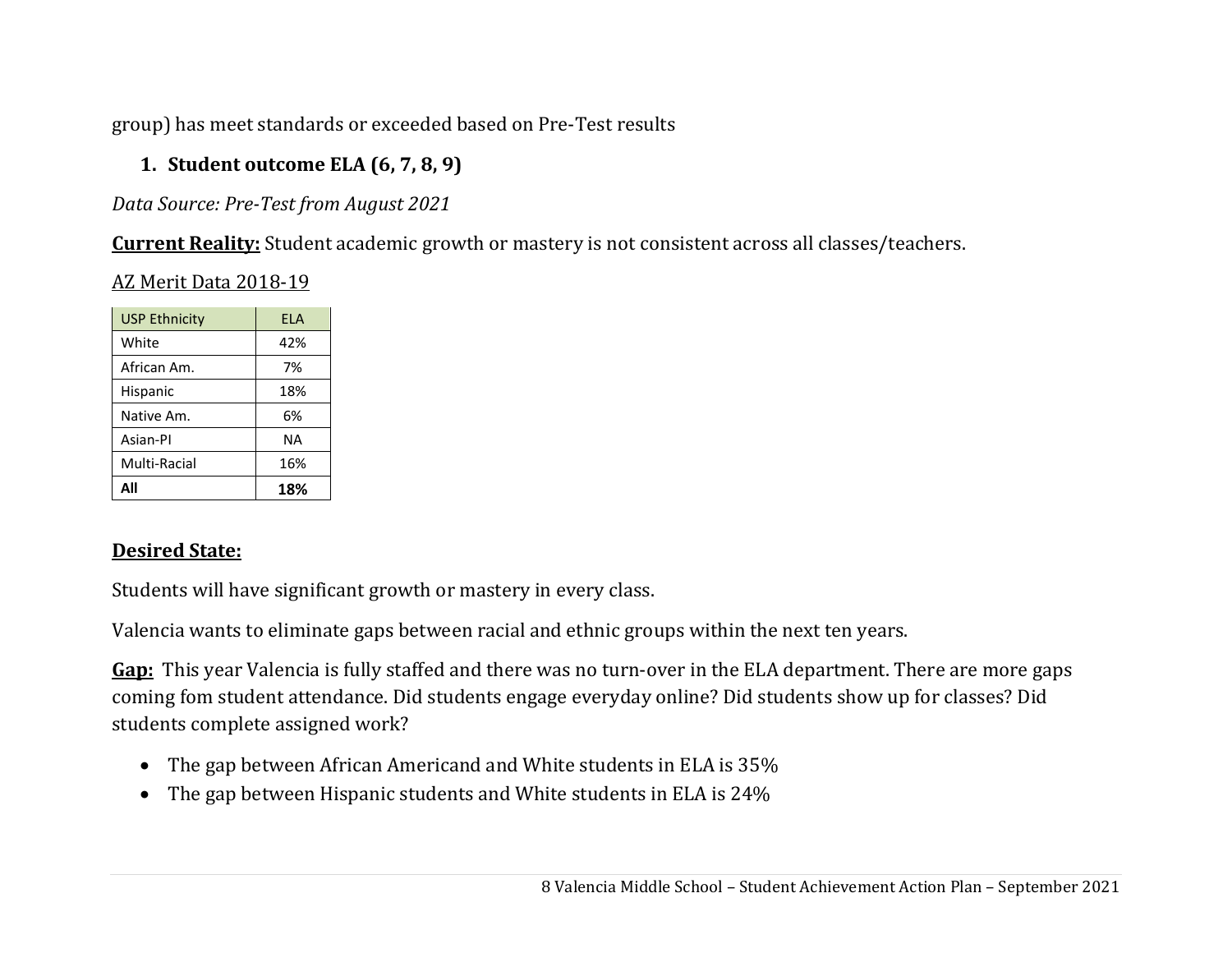group) has meet standards or exceeded based on Pre-Test results

1. **Student outcome ELA (6, 7, 8, 9)**

*Data Source: Pre-Test from August 2021*

**Current Reality:** Student academic growth or mastery is not consistent across all classes/teachers.

AZ Merit Data 2018-19

| USP Ethnicity | ELA |
|---|---|
| White | 42% |
| African Am. | 7% |
| Hispanic | 18% |
| Native Am. | 6% |
| Asian-PI | NA |
| Multi-Racial | 16% |
| **All** | **18%** |

**Desired State:**

Students will have significant growth or mastery in every class.

Valencia wants to eliminate gaps between racial and ethnic groups within the next ten years.

**Gap:** This year Valencia is fully staffed and there was no turn-over in the ELA department. There are more gaps coming fom student attendance. Did students engage everyday online? Did students show up for classes? Did students complete assigned work?

- The gap between African Americand and White students in ELA is 35%
- The gap between Hispanic students and White students in ELA is 24%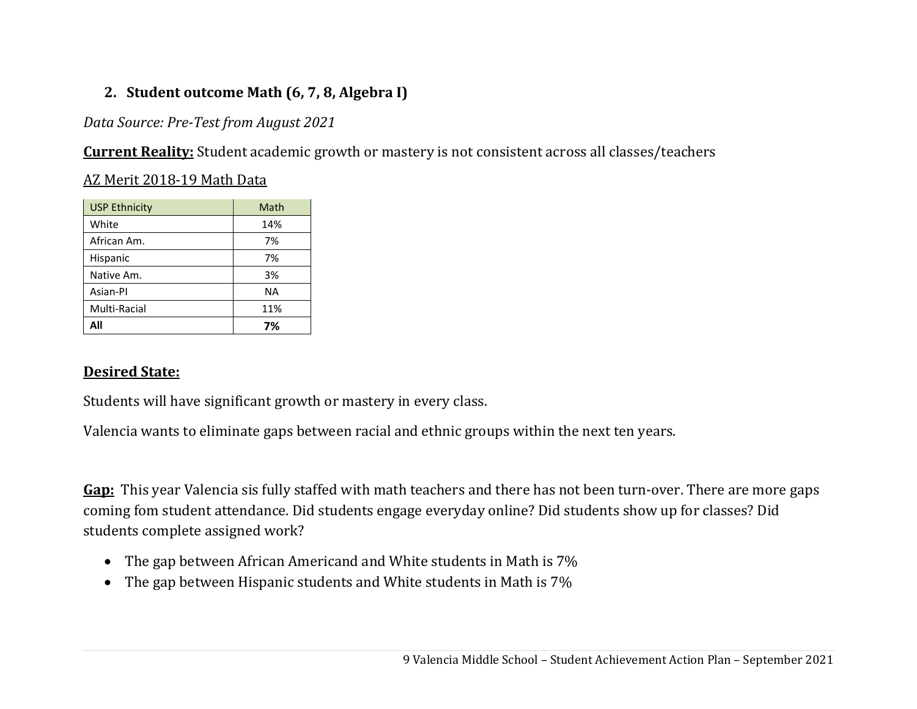## 2. Student outcome Math (6, 7, 8, Algebra I)

*Data Source: Pre-Test from August 2021*

**Current Reality:** Student academic growth or mastery is not consistent across all classes/teachers

AZ Merit 2018-19 Math Data

| USP Ethnicity | Math |
|---|---|
| White | 14% |
| African Am. | 7% |
| Hispanic | 7% |
| Native Am. | 3% |
| Asian-PI | NA |
| Multi-Racial | 11% |
| **All** | **7%** |

**Desired State:**

Students will have significant growth or mastery in every class.

Valencia wants to eliminate gaps between racial and ethnic groups within the next ten years.

**Gap:** This year Valencia sis fully staffed with math teachers and there has not been turn-over. There are more gaps coming fom student attendance. Did students engage everyday online? Did students show up for classes? Did students complete assigned work?

- The gap between African Americand and White students in Math is 7%
- The gap between Hispanic students and White students in Math is 7%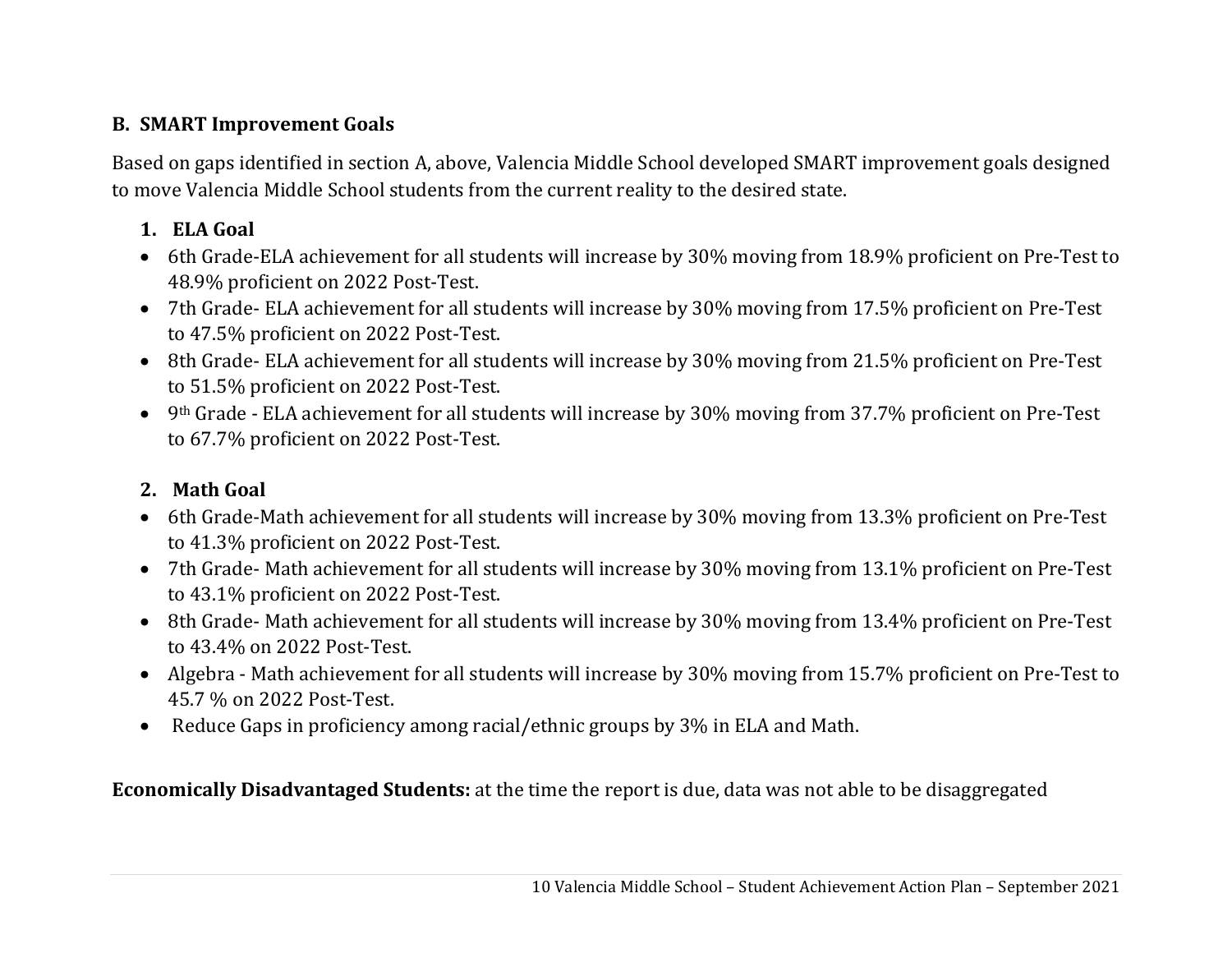## B. SMART Improvement Goals

Based on gaps identified in section A, above, Valencia Middle School developed SMART improvement goals designed to move Valencia Middle School students from the current reality to the desired state.

### 1. ELA Goal

- 6th Grade-ELA achievement for all students will increase by 30% moving from 18.9% proficient on Pre-Test to 48.9% proficient on 2022 Post-Test.
- 7th Grade- ELA achievement for all students will increase by 30% moving from 17.5% proficient on Pre-Test to 47.5% proficient on 2022 Post-Test.
- 8th Grade- ELA achievement for all students will increase by 30% moving from 21.5% proficient on Pre-Test to 51.5% proficient on 2022 Post-Test.
- 9th Grade - ELA achievement for all students will increase by 30% moving from 37.7% proficient on Pre-Test to 67.7% proficient on 2022 Post-Test.

### 2. Math Goal

- 6th Grade-Math achievement for all students will increase by 30% moving from 13.3% proficient on Pre-Test to 41.3% proficient on 2022 Post-Test.
- 7th Grade- Math achievement for all students will increase by 30% moving from 13.1% proficient on Pre-Test to 43.1% proficient on 2022 Post-Test.
- 8th Grade- Math achievement for all students will increase by 30% moving from 13.4% proficient on Pre-Test to 43.4% on 2022 Post-Test.
- Algebra - Math achievement for all students will increase by 30% moving from 15.7% proficient on Pre-Test to 45.7 % on 2022 Post-Test.
- Reduce Gaps in proficiency among racial/ethnic groups by 3% in ELA and Math.

**Economically Disadvantaged Students:** at the time the report is due, data was not able to be disaggregated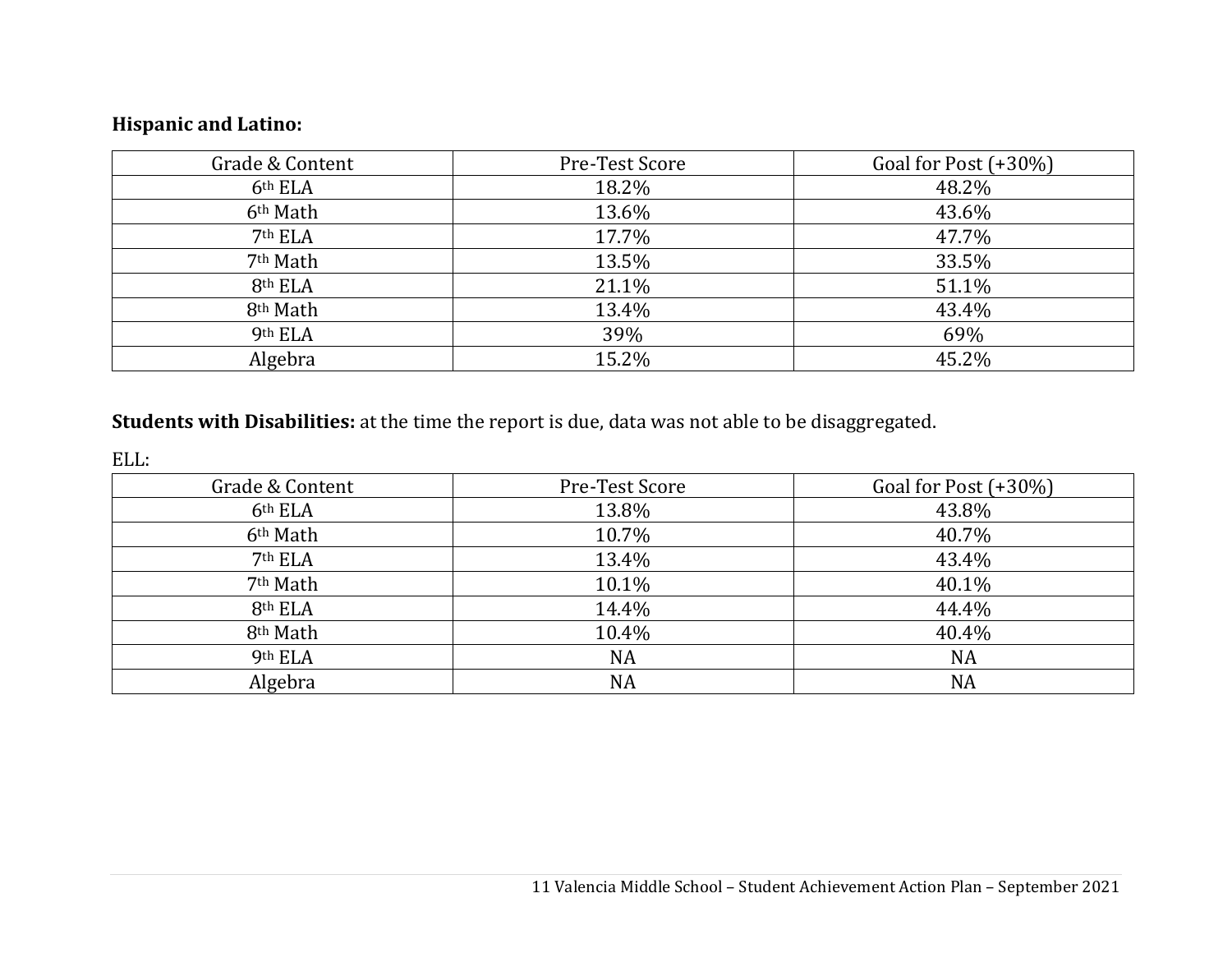**Hispanic and Latino:**

| Grade & Content | Pre-Test Score | Goal for Post (+30%) |
|---|---|---|
| 6th ELA | 18.2% | 48.2% |
| 6th Math | 13.6% | 43.6% |
| 7th ELA | 17.7% | 47.7% |
| 7th Math | 13.5% | 33.5% |
| 8th ELA | 21.1% | 51.1% |
| 8th Math | 13.4% | 43.4% |
| 9th ELA | 39% | 69% |
| Algebra | 15.2% | 45.2% |

**Students with Disabilities:** at the time the report is due, data was not able to be disaggregated.

ELL:

| Grade & Content | Pre-Test Score | Goal for Post (+30%) |
|---|---|---|
| 6th ELA | 13.8% | 43.8% |
| 6th Math | 10.7% | 40.7% |
| 7th ELA | 13.4% | 43.4% |
| 7th Math | 10.1% | 40.1% |
| 8th ELA | 14.4% | 44.4% |
| 8th Math | 10.4% | 40.4% |
| 9th ELA | NA | NA |
| Algebra | NA | NA |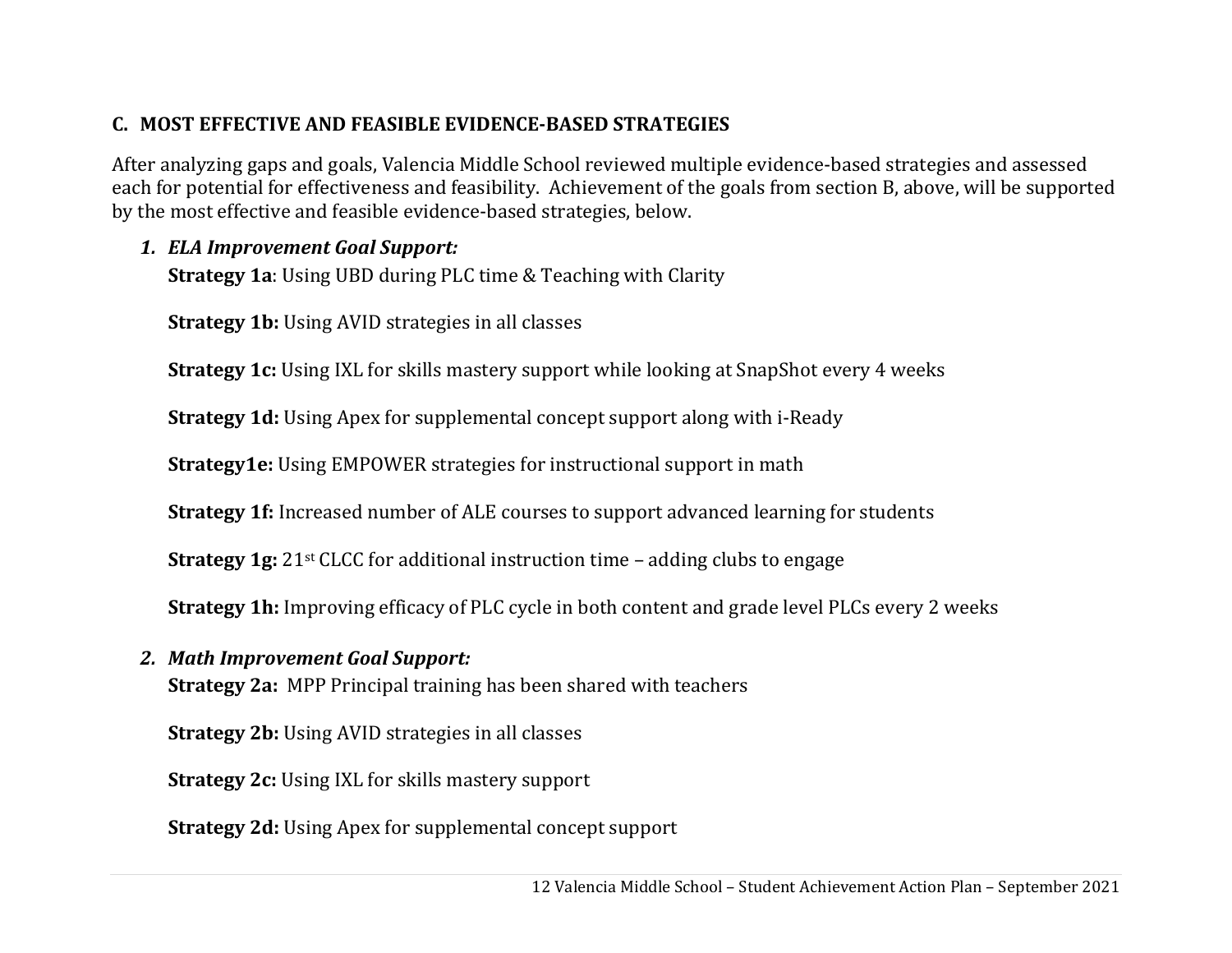## C. MOST EFFECTIVE AND FEASIBLE EVIDENCE-BASED STRATEGIES

After analyzing gaps and goals, Valencia Middle School reviewed multiple evidence-based strategies and assessed each for potential for effectiveness and feasibility. Achievement of the goals from section B, above, will be supported by the most effective and feasible evidence-based strategies, below.

1. ***ELA Improvement Goal Support:***

   **Strategy 1a**: Using UBD during PLC time & Teaching with Clarity

   **Strategy 1b:** Using AVID strategies in all classes

   **Strategy 1c:** Using IXL for skills mastery support while looking at SnapShot every 4 weeks

   **Strategy 1d:** Using Apex for supplemental concept support along with i-Ready

   **Strategy1e:** Using EMPOWER strategies for instructional support in math

   **Strategy 1f:** Increased number of ALE courses to support advanced learning for students

   **Strategy 1g:** 21st CLCC for additional instruction time – adding clubs to engage

   **Strategy 1h:** Improving efficacy of PLC cycle in both content and grade level PLCs every 2 weeks

2. ***Math Improvement Goal Support:***

   **Strategy 2a:** MPP Principal training has been shared with teachers

   **Strategy 2b:** Using AVID strategies in all classes

   **Strategy 2c:** Using IXL for skills mastery support

   **Strategy 2d:** Using Apex for supplemental concept support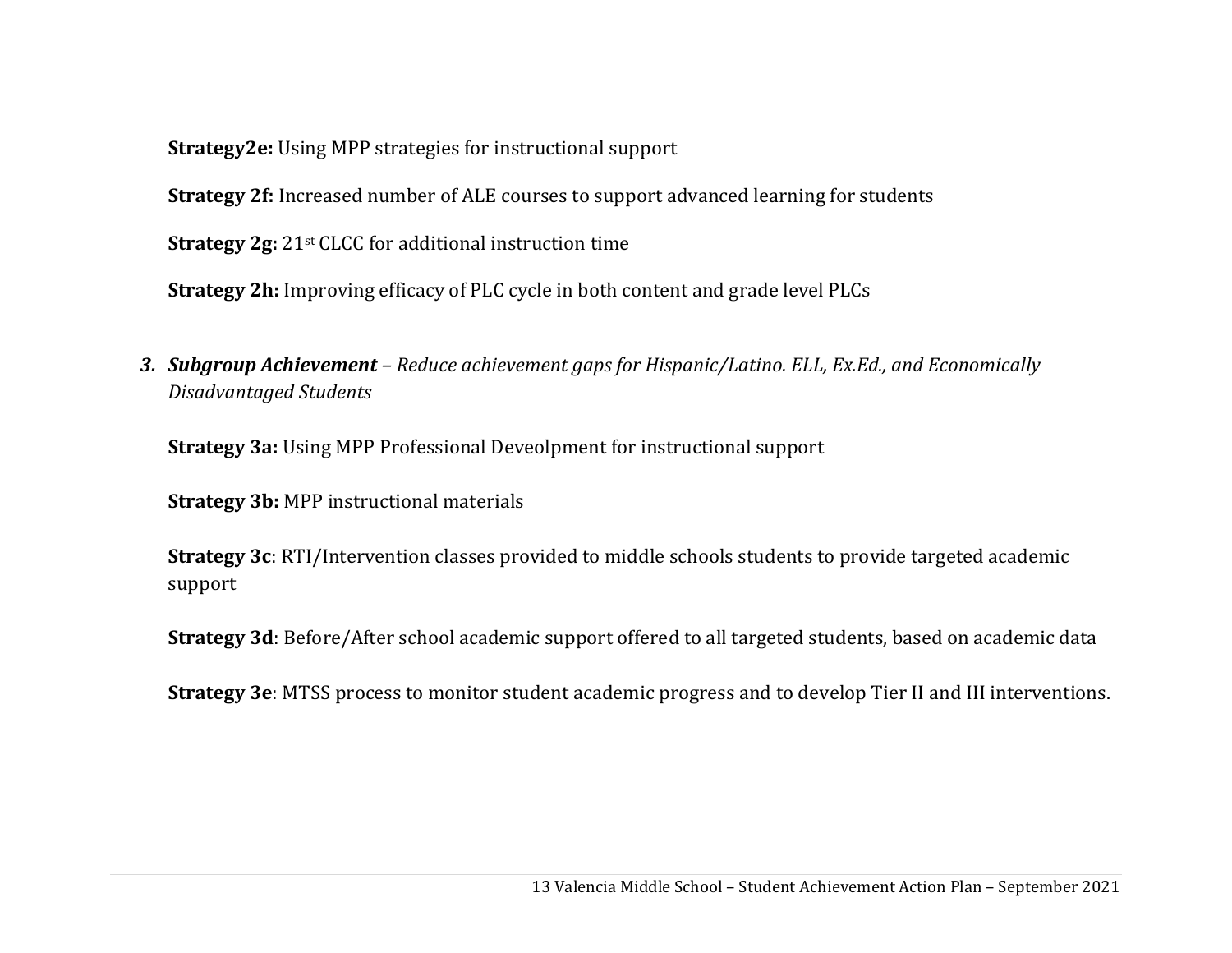**Strategy2e:** Using MPP strategies for instructional support

**Strategy 2f:** Increased number of ALE courses to support advanced learning for students

**Strategy 2g:** 21st CLCC for additional instruction time

**Strategy 2h:** Improving efficacy of PLC cycle in both content and grade level PLCs

3. ***Subgroup Achievement** – Reduce achievement gaps for Hispanic/Latino. ELL, Ex.Ed., and Economically Disadvantaged Students*

   **Strategy 3a:** Using MPP Professional Deveolpment for instructional support

   **Strategy 3b:** MPP instructional materials

   **Strategy 3c**: RTI/Intervention classes provided to middle schools students to provide targeted academic support

   **Strategy 3d**: Before/After school academic support offered to all targeted students, based on academic data

   **Strategy 3e**: MTSS process to monitor student academic progress and to develop Tier II and III interventions.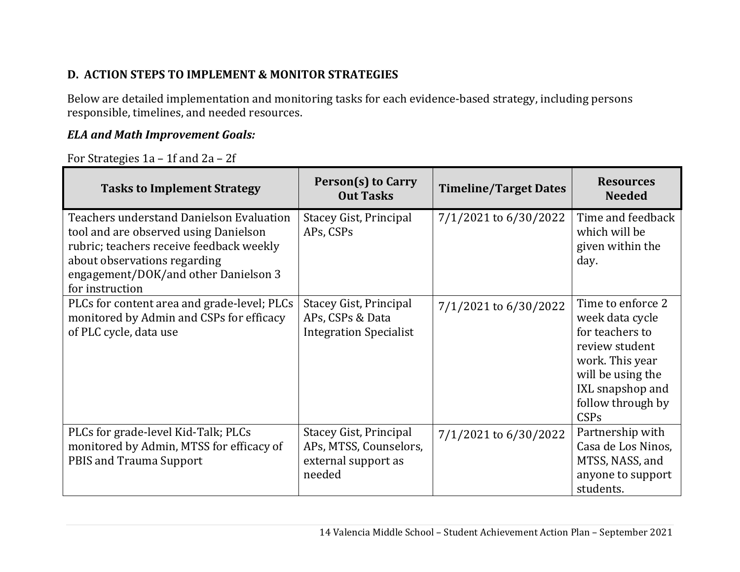### D. ACTION STEPS TO IMPLEMENT & MONITOR STRATEGIES

Below are detailed implementation and monitoring tasks for each evidence-based strategy, including persons responsible, timelines, and needed resources.

***ELA and Math Improvement Goals:***

For Strategies 1a – 1f and 2a – 2f

| Tasks to Implement Strategy | Person(s) to Carry Out Tasks | Timeline/Target Dates | Resources Needed |
|---|---|---|---|
| Teachers understand Danielson Evaluation tool and are observed using Danielson rubric; teachers receive feedback weekly about observations regarding engagement/DOK/and other Danielson 3 for instruction | Stacey Gist, Principal APs, CSPs | 7/1/2021 to 6/30/2022 | Time and feedback which will be given within the day. |
| PLCs for content area and grade-level; PLCs monitored by Admin and CSPs for efficacy of PLC cycle, data use | Stacey Gist, Principal APs, CSPs & Data Integration Specialist | 7/1/2021 to 6/30/2022 | Time to enforce 2 week data cycle for teachers to review student work. This year will be using the IXL snapshop and follow through by CSPs |
| PLCs for grade-level Kid-Talk; PLCs monitored by Admin, MTSS for efficacy of PBIS and Trauma Support | Stacey Gist, Principal APs, MTSS, Counselors, external support as needed | 7/1/2021 to 6/30/2022 | Partnership with Casa de Los Ninos, MTSS, NASS, and anyone to support students. |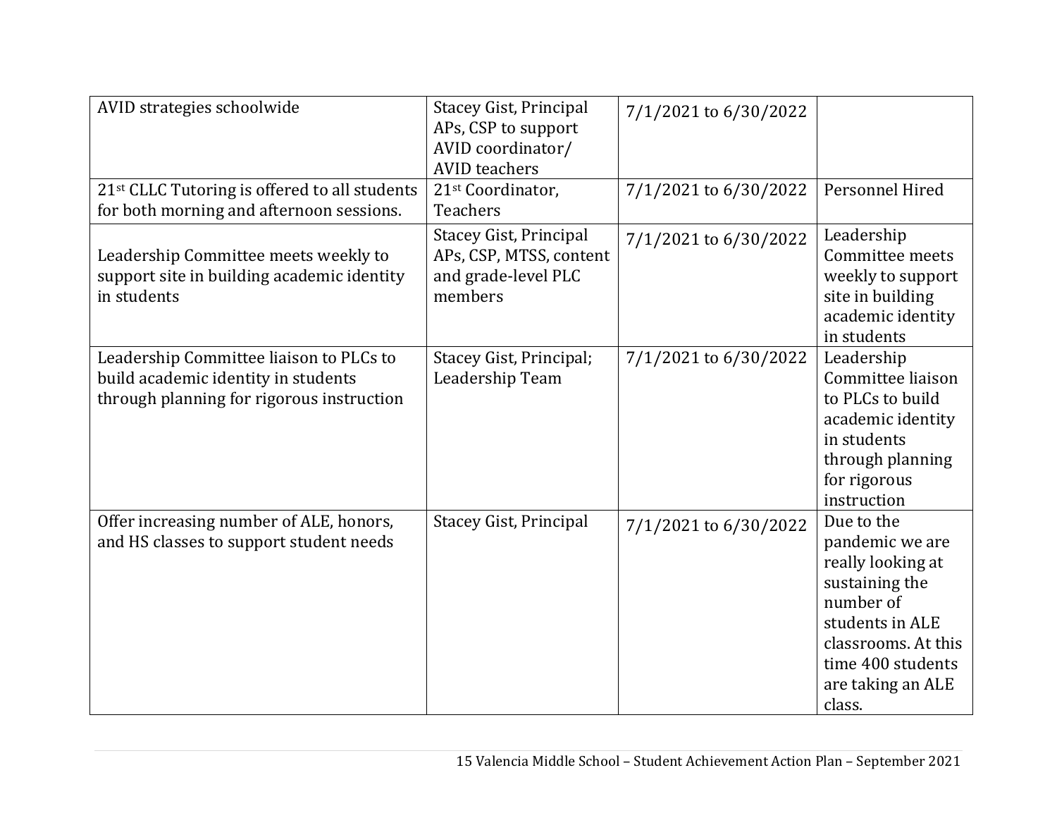| | | | |
|---|---|---|---|
| AVID strategies schoolwide | Stacey Gist, Principal APs, CSP to support AVID coordinator/ AVID teachers | 7/1/2021 to 6/30/2022 | |
| 21st CLLC Tutoring is offered to all students for both morning and afternoon sessions. | 21st Coordinator, Teachers | 7/1/2021 to 6/30/2022 | Personnel Hired |
| Leadership Committee meets weekly to support site in building academic identity in students | Stacey Gist, Principal APs, CSP, MTSS, content and grade-level PLC members | 7/1/2021 to 6/30/2022 | Leadership Committee meets weekly to support site in building academic identity in students |
| Leadership Committee liaison to PLCs to build academic identity in students through planning for rigorous instruction | Stacey Gist, Principal; Leadership Team | 7/1/2021 to 6/30/2022 | Leadership Committee liaison to PLCs to build academic identity in students through planning for rigorous instruction |
| Offer increasing number of ALE, honors, and HS classes to support student needs | Stacey Gist, Principal | 7/1/2021 to 6/30/2022 | Due to the pandemic we are really looking at sustaining the number of students in ALE classrooms. At this time 400 students are taking an ALE class. |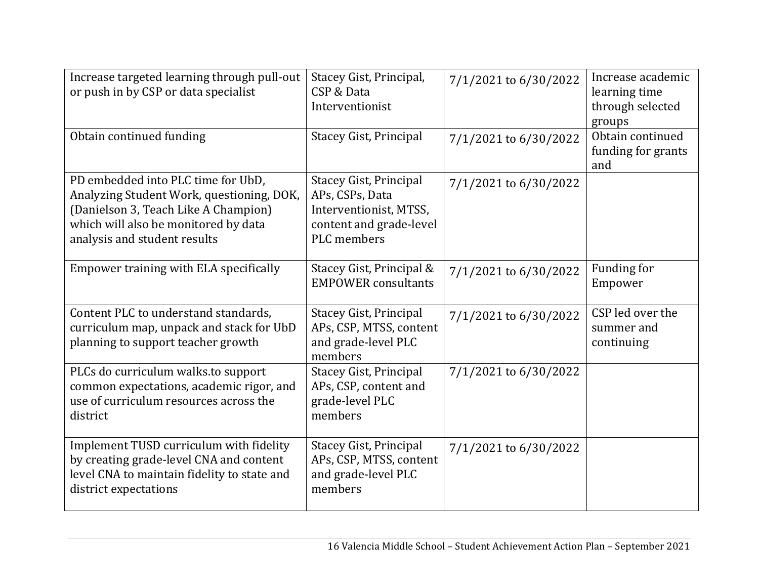| | | | |
|---|---|---|---|
| Increase targeted learning through pull-out or push in by CSP or data specialist | Stacey Gist, Principal, CSP & Data Interventionist | 7/1/2021 to 6/30/2022 | Increase academic learning time through selected groups |
| Obtain continued funding | Stacey Gist, Principal | 7/1/2021 to 6/30/2022 | Obtain continued funding for grants and |
| PD embedded into PLC time for UbD, Analyzing Student Work, questioning, DOK, (Danielson 3, Teach Like A Champion) which will also be monitored by data analysis and student results | Stacey Gist, Principal APs, CSPs, Data Interventionist, MTSS, content and grade-level PLC members | 7/1/2021 to 6/30/2022 | |
| Empower training with ELA specifically | Stacey Gist, Principal & EMPOWER consultants | 7/1/2021 to 6/30/2022 | Funding for Empower |
| Content PLC to understand standards, curriculum map, unpack and stack for UbD planning to support teacher growth | Stacey Gist, Principal APs, CSP, MTSS, content and grade-level PLC members | 7/1/2021 to 6/30/2022 | CSP led over the summer and continuing |
| PLCs do curriculum walks.to support common expectations, academic rigor, and use of curriculum resources across the district | Stacey Gist, Principal APs, CSP, content and grade-level PLC members | 7/1/2021 to 6/30/2022 | |
| Implement TUSD curriculum with fidelity by creating grade-level CNA and content level CNA to maintain fidelity to state and district expectations | Stacey Gist, Principal APs, CSP, MTSS, content and grade-level PLC members | 7/1/2021 to 6/30/2022 | |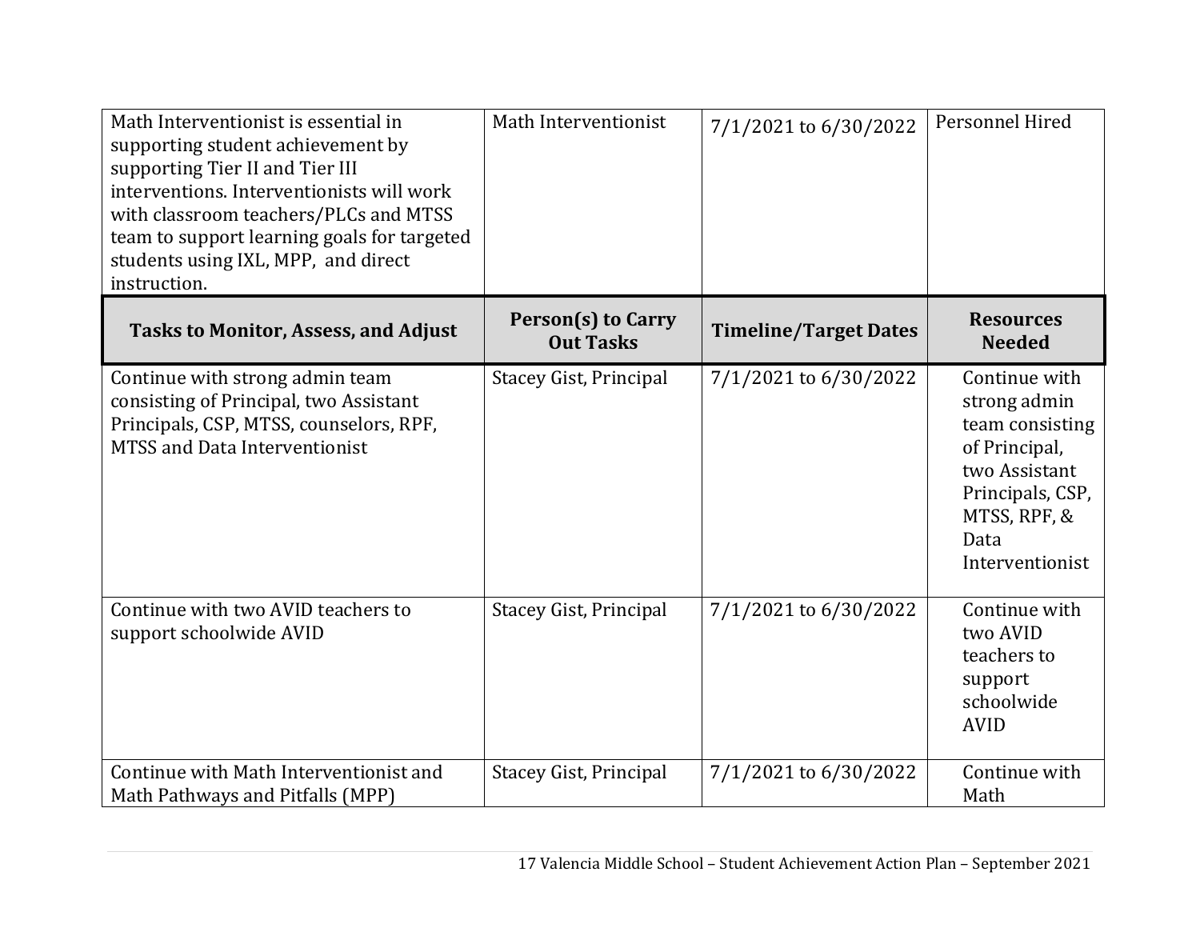| Math Interventionist is essential in supporting student achievement by supporting Tier II and Tier III interventions. Interventionists will work with classroom teachers/PLCs and MTSS team to support learning goals for targeted students using IXL, MPP, and direct instruction. | Math Interventionist | 7/1/2021 to 6/30/2022 | Personnel Hired |
|---|---|---|---|
| **Tasks to Monitor, Assess, and Adjust** | **Person(s) to Carry Out Tasks** | **Timeline/Target Dates** | **Resources Needed** |
| Continue with strong admin team consisting of Principal, two Assistant Principals, CSP, MTSS, counselors, RPF, MTSS and Data Interventionist | Stacey Gist, Principal | 7/1/2021 to 6/30/2022 | Continue with strong admin team consisting of Principal, two Assistant Principals, CSP, MTSS, RPF, & Data Interventionist |
| Continue with two AVID teachers to support schoolwide AVID | Stacey Gist, Principal | 7/1/2021 to 6/30/2022 | Continue with two AVID teachers to support schoolwide AVID |
| Continue with Math Interventionist and Math Pathways and Pitfalls (MPP) | Stacey Gist, Principal | 7/1/2021 to 6/30/2022 | Continue with Math |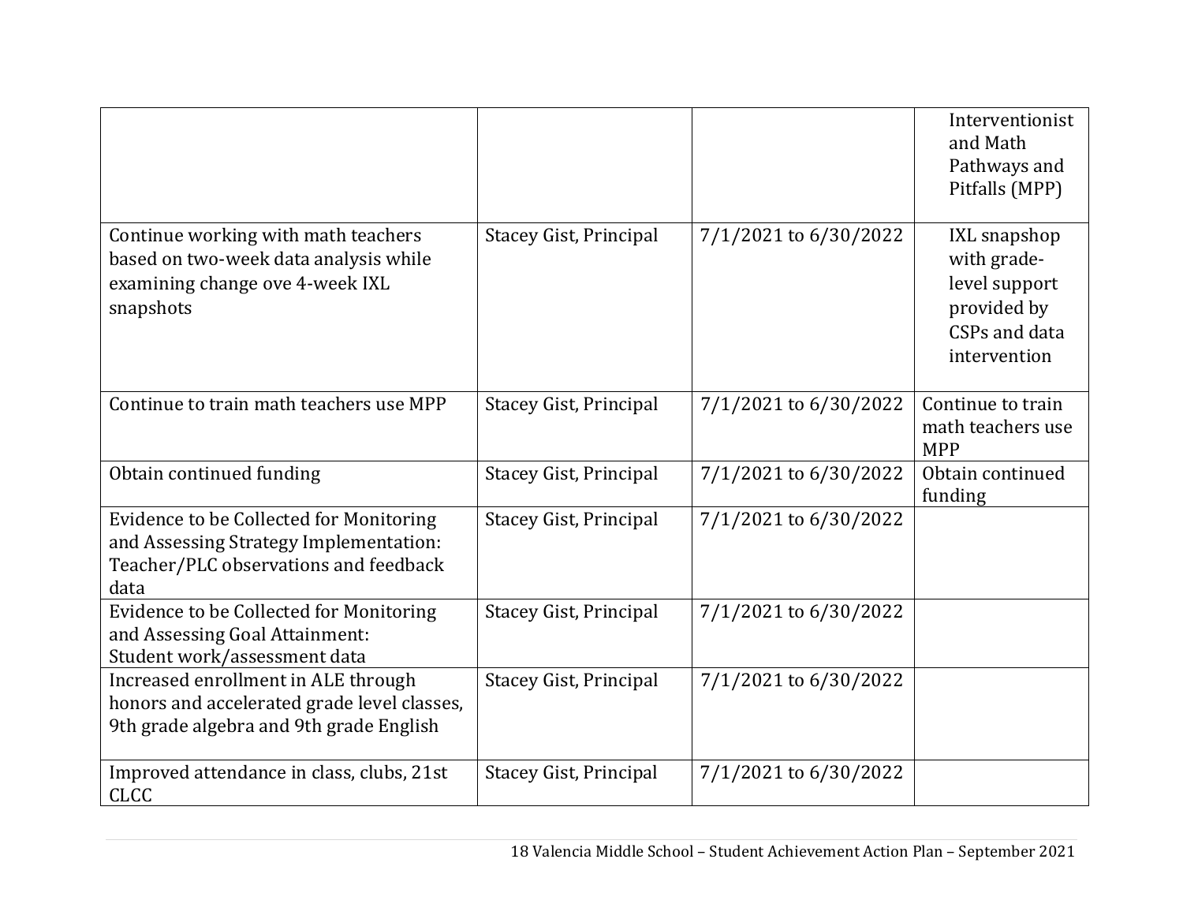| | | | |
|---|---|---|---|
| | | | Interventionist and Math Pathways and Pitfalls (MPP) |
| Continue working with math teachers based on two-week data analysis while examining change ove 4-week IXL snapshots | Stacey Gist, Principal | 7/1/2021 to 6/30/2022 | IXL snapshop with grade-level support provided by CSPs and data intervention |
| Continue to train math teachers use MPP | Stacey Gist, Principal | 7/1/2021 to 6/30/2022 | Continue to train math teachers use MPP |
| Obtain continued funding | Stacey Gist, Principal | 7/1/2021 to 6/30/2022 | Obtain continued funding |
| Evidence to be Collected for Monitoring and Assessing Strategy Implementation: Teacher/PLC observations and feedback data | Stacey Gist, Principal | 7/1/2021 to 6/30/2022 | |
| Evidence to be Collected for Monitoring and Assessing Goal Attainment: Student work/assessment data | Stacey Gist, Principal | 7/1/2021 to 6/30/2022 | |
| Increased enrollment in ALE through honors and accelerated grade level classes, 9th grade algebra and 9th grade English | Stacey Gist, Principal | 7/1/2021 to 6/30/2022 | |
| Improved attendance in class, clubs, 21st CLCC | Stacey Gist, Principal | 7/1/2021 to 6/30/2022 | |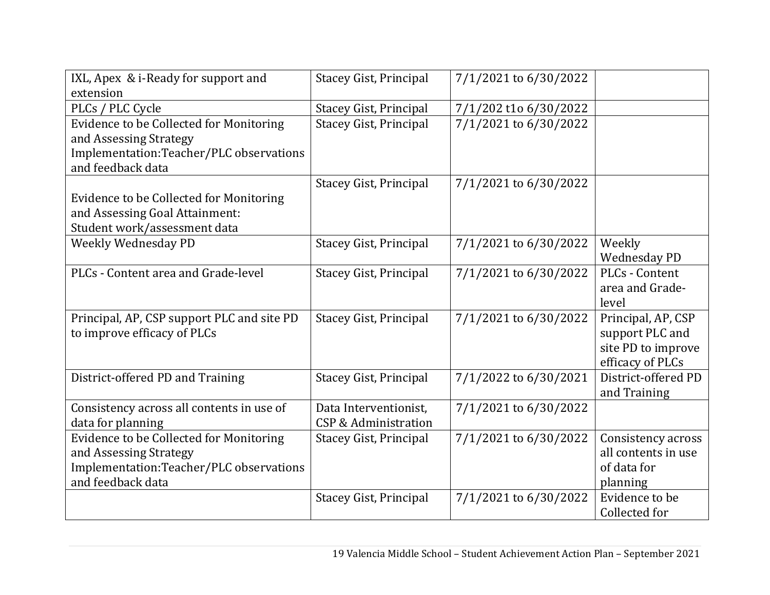| IXL, Apex & i-Ready for support and extension | Stacey Gist, Principal | 7/1/2021 to 6/30/2022 | |
|---|---|---|---|
| PLCs / PLC Cycle | Stacey Gist, Principal | 7/1/202 t1o 6/30/2022 | |
| Evidence to be Collected for Monitoring and Assessing Strategy Implementation:Teacher/PLC observations and feedback data | Stacey Gist, Principal | 7/1/2021 to 6/30/2022 | |
| Evidence to be Collected for Monitoring and Assessing Goal Attainment: Student work/assessment data | Stacey Gist, Principal | 7/1/2021 to 6/30/2022 | |
| Weekly Wednesday PD | Stacey Gist, Principal | 7/1/2021 to 6/30/2022 | Weekly Wednesday PD |
| PLCs - Content area and Grade-level | Stacey Gist, Principal | 7/1/2021 to 6/30/2022 | PLCs - Content area and Grade-level |
| Principal, AP, CSP support PLC and site PD to improve efficacy of PLCs | Stacey Gist, Principal | 7/1/2021 to 6/30/2022 | Principal, AP, CSP support PLC and site PD to improve efficacy of PLCs |
| District-offered PD and Training | Stacey Gist, Principal | 7/1/2022 to 6/30/2021 | District-offered PD and Training |
| Consistency across all contents in use of data for planning | Data Interventionist, CSP & Administration | 7/1/2021 to 6/30/2022 | |
| Evidence to be Collected for Monitoring and Assessing Strategy Implementation:Teacher/PLC observations and feedback data | Stacey Gist, Principal | 7/1/2021 to 6/30/2022 | Consistency across all contents in use of data for planning |
| | Stacey Gist, Principal | 7/1/2021 to 6/30/2022 | Evidence to be Collected for |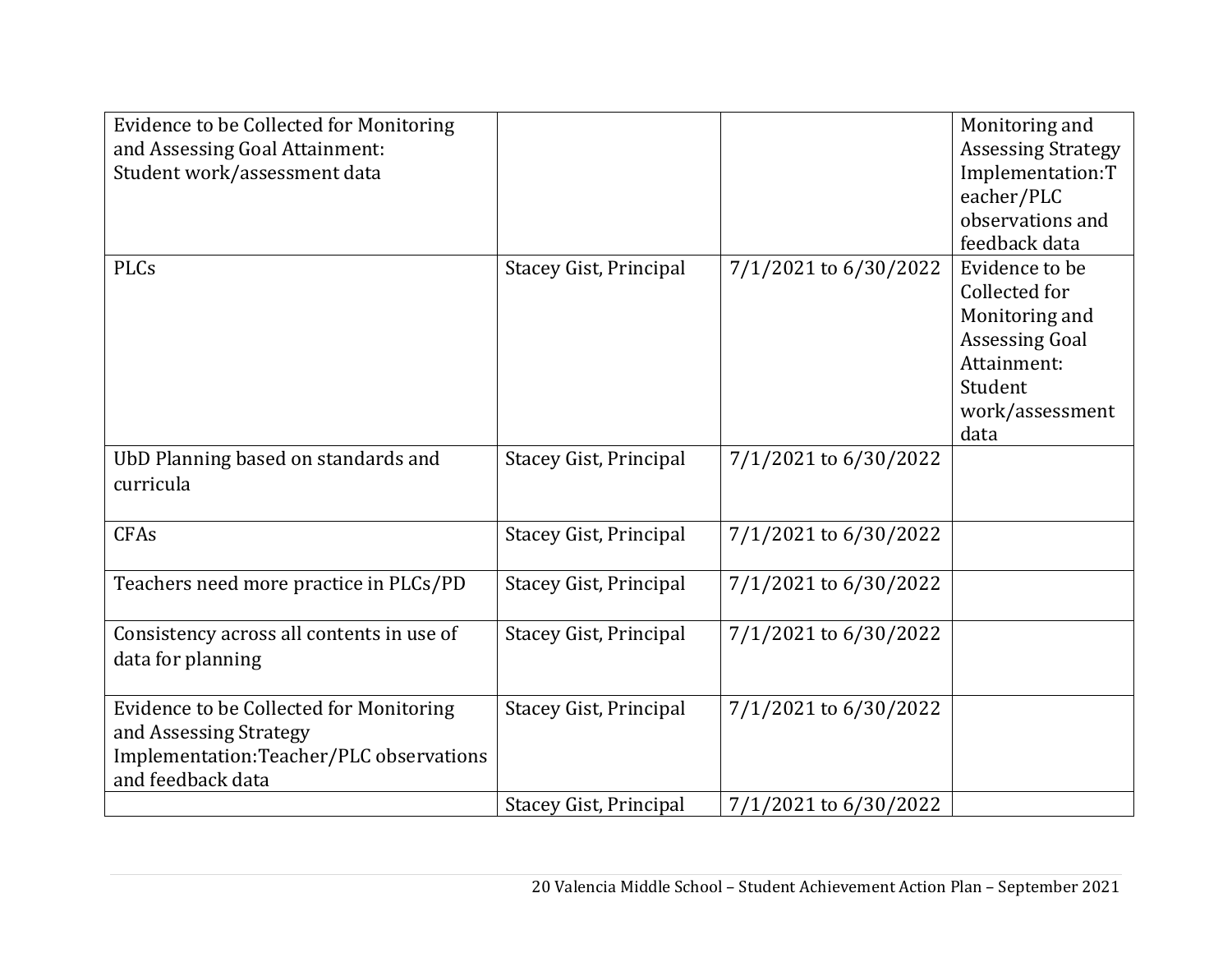| Evidence to be Collected for Monitoring and Assessing Goal Attainment: Student work/assessment data | | | Monitoring and Assessing Strategy Implementation:Teacher/PLC observations and feedback data |
|---|---|---|---|
| PLCs | Stacey Gist, Principal | 7/1/2021 to 6/30/2022 | Evidence to be Collected for Monitoring and Assessing Goal Attainment: Student work/assessment data |
| UbD Planning based on standards and curricula | Stacey Gist, Principal | 7/1/2021 to 6/30/2022 | |
| CFAs | Stacey Gist, Principal | 7/1/2021 to 6/30/2022 | |
| Teachers need more practice in PLCs/PD | Stacey Gist, Principal | 7/1/2021 to 6/30/2022 | |
| Consistency across all contents in use of data for planning | Stacey Gist, Principal | 7/1/2021 to 6/30/2022 | |
| Evidence to be Collected for Monitoring and Assessing Strategy Implementation:Teacher/PLC observations and feedback data | Stacey Gist, Principal | 7/1/2021 to 6/30/2022 | |
| | Stacey Gist, Principal | 7/1/2021 to 6/30/2022 | |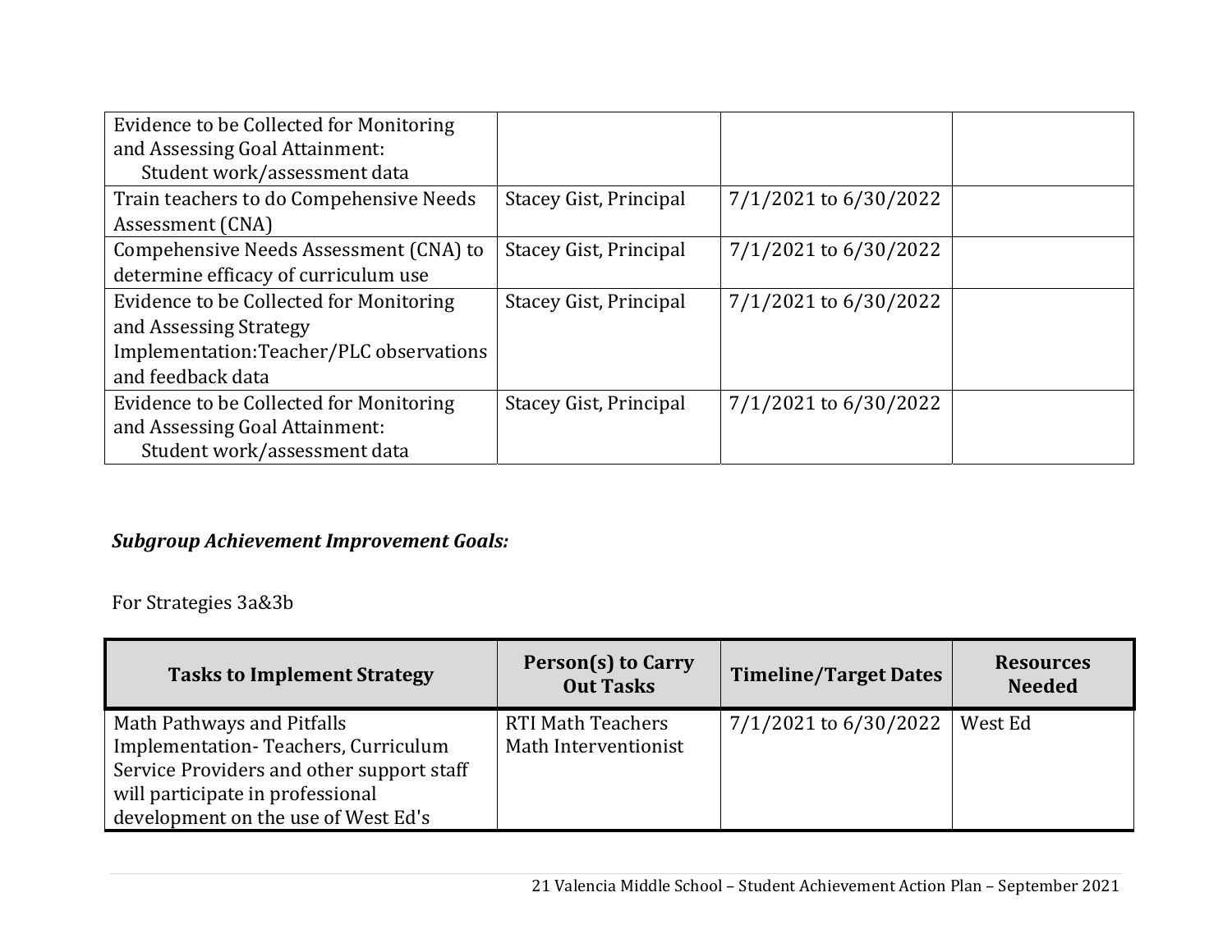| | | | |
|---|---|---|---|
| Evidence to be Collected for Monitoring and Assessing Goal Attainment: Student work/assessment data | | | |
| Train teachers to do Compehensive Needs Assessment (CNA) | Stacey Gist, Principal | 7/1/2021 to 6/30/2022 | |
| Compehensive Needs Assessment (CNA) to determine efficacy of curriculum use | Stacey Gist, Principal | 7/1/2021 to 6/30/2022 | |
| Evidence to be Collected for Monitoring and Assessing Strategy Implementation:Teacher/PLC observations and feedback data | Stacey Gist, Principal | 7/1/2021 to 6/30/2022 | |
| Evidence to be Collected for Monitoring and Assessing Goal Attainment: Student work/assessment data | Stacey Gist, Principal | 7/1/2021 to 6/30/2022 | |

***Subgroup Achievement Improvement Goals:***

For Strategies 3a&3b

| Tasks to Implement Strategy | Person(s) to Carry Out Tasks | Timeline/Target Dates | Resources Needed |
|---|---|---|---|
| Math Pathways and Pitfalls Implementation- Teachers, Curriculum Service Providers and other support staff will participate in professional development on the use of West Ed's | RTI Math Teachers Math Interventionist | 7/1/2021 to 6/30/2022 | West Ed |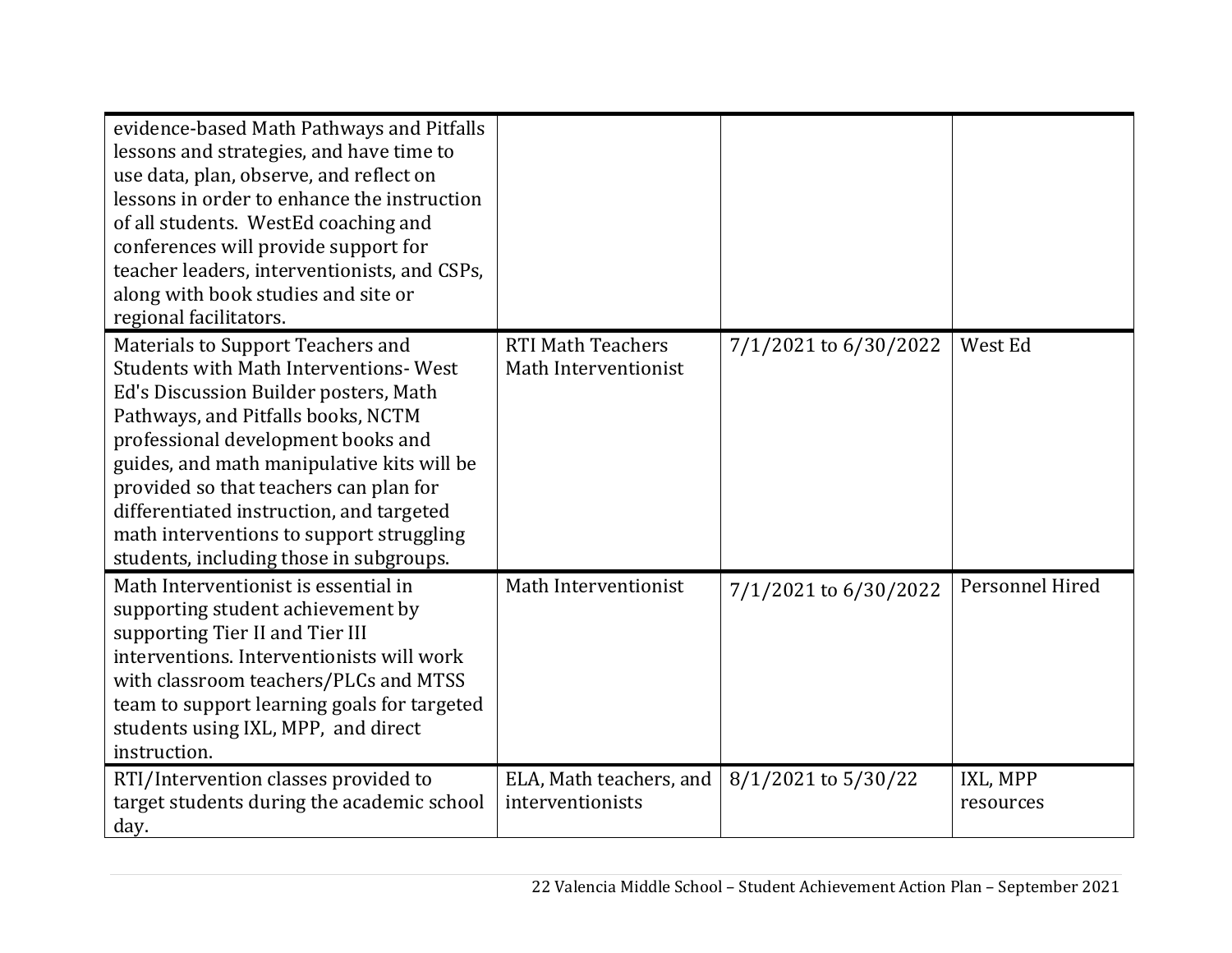| | | | |
|---|---|---|---|
| evidence-based Math Pathways and Pitfalls lessons and strategies, and have time to use data, plan, observe, and reflect on lessons in order to enhance the instruction of all students. WestEd coaching and conferences will provide support for teacher leaders, interventionists, and CSPs, along with book studies and site or regional facilitators. | | | |
| Materials to Support Teachers and Students with Math Interventions- West Ed's Discussion Builder posters, Math Pathways, and Pitfalls books, NCTM professional development books and guides, and math manipulative kits will be provided so that teachers can plan for differentiated instruction, and targeted math interventions to support struggling students, including those in subgroups. | RTI Math Teachers Math Interventionist | 7/1/2021 to 6/30/2022 | West Ed |
| Math Interventionist is essential in supporting student achievement by supporting Tier II and Tier III interventions. Interventionists will work with classroom teachers/PLCs and MTSS team to support learning goals for targeted students using IXL, MPP, and direct instruction. | Math Interventionist | 7/1/2021 to 6/30/2022 | Personnel Hired |
| RTI/Intervention classes provided to target students during the academic school day. | ELA, Math teachers, and interventionists | 8/1/2021 to 5/30/22 | IXL, MPP resources |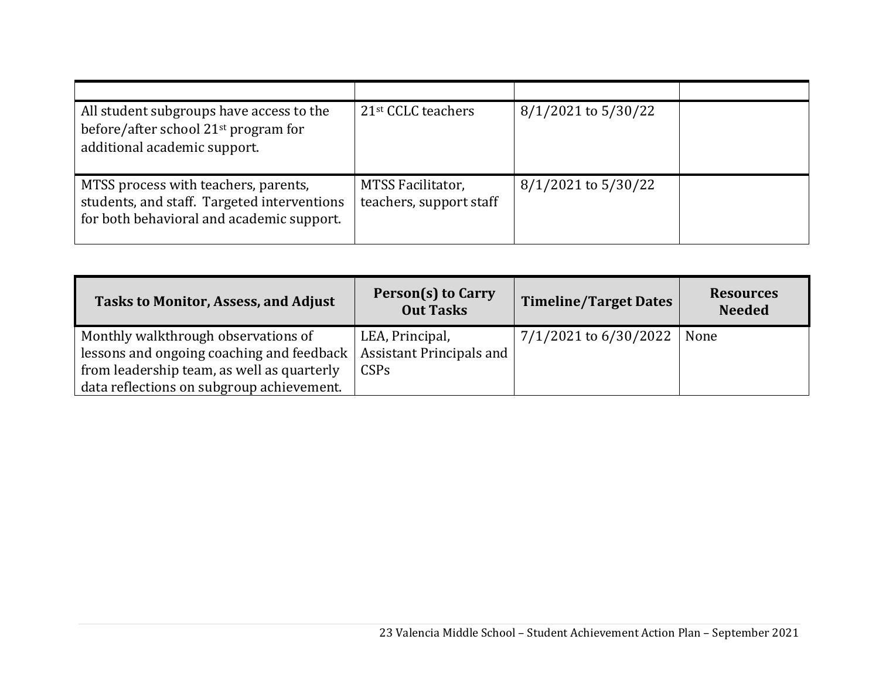| | | | |
|---|---|---|---|
| All student subgroups have access to the before/after school 21st program for additional academic support. | 21st CCLC teachers | 8/1/2021 to 5/30/22 | |
| MTSS process with teachers, parents, students, and staff. Targeted interventions for both behavioral and academic support. | MTSS Facilitator, teachers, support staff | 8/1/2021 to 5/30/22 | |

| Tasks to Monitor, Assess, and Adjust | Person(s) to Carry Out Tasks | Timeline/Target Dates | Resources Needed |
|---|---|---|---|
| Monthly walkthrough observations of lessons and ongoing coaching and feedback from leadership team, as well as quarterly data reflections on subgroup achievement. | LEA, Principal, Assistant Principals and CSPs | 7/1/2021 to 6/30/2022 | None |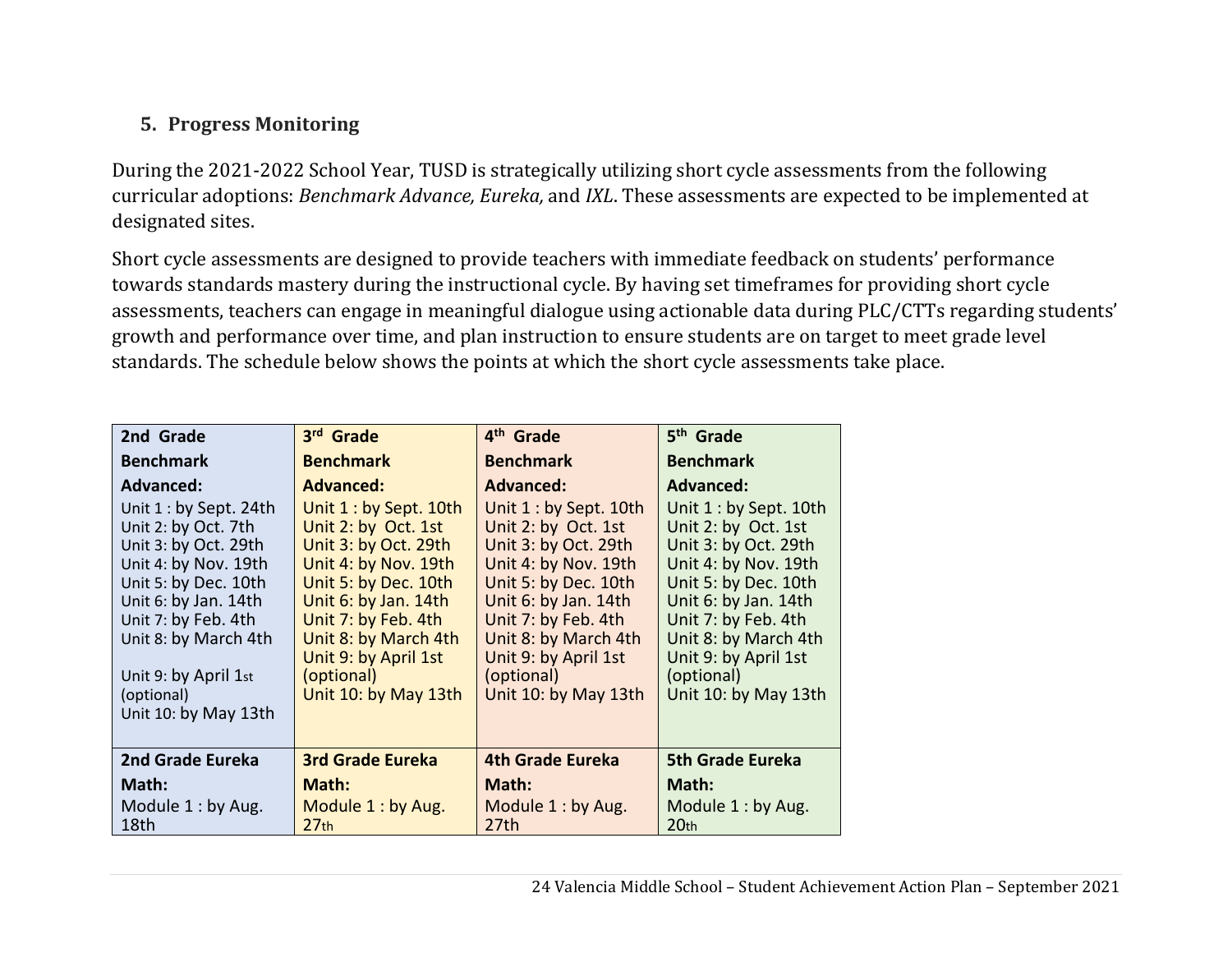## 5. Progress Monitoring

During the 2021-2022 School Year, TUSD is strategically utilizing short cycle assessments from the following curricular adoptions: *Benchmark Advance, Eureka,* and *IXL*. These assessments are expected to be implemented at designated sites.

Short cycle assessments are designed to provide teachers with immediate feedback on students' performance towards standards mastery during the instructional cycle. By having set timeframes for providing short cycle assessments, teachers can engage in meaningful dialogue using actionable data during PLC/CTTs regarding students' growth and performance over time, and plan instruction to ensure students are on target to meet grade level standards. The schedule below shows the points at which the short cycle assessments take place.

| 2nd Grade Benchmark Advanced: | 3rd Grade Benchmark Advanced: | 4th Grade Benchmark Advanced: | 5th Grade Benchmark Advanced: |
|---|---|---|---|
| Unit 1 : by Sept. 24th<br>Unit 2: by Oct. 7th<br>Unit 3: by Oct. 29th<br>Unit 4: by Nov. 19th<br>Unit 5: by Dec. 10th<br>Unit 6: by Jan. 14th<br>Unit 7: by Feb. 4th<br>Unit 8: by March 4th<br>Unit 9: by April 1st (optional)<br>Unit 10: by May 13th | Unit 1 : by Sept. 10th<br>Unit 2: by Oct. 1st<br>Unit 3: by Oct. 29th<br>Unit 4: by Nov. 19th<br>Unit 5: by Dec. 10th<br>Unit 6: by Jan. 14th<br>Unit 7: by Feb. 4th<br>Unit 8: by March 4th<br>Unit 9: by April 1st (optional)<br>Unit 10: by May 13th | Unit 1 : by Sept. 10th<br>Unit 2: by Oct. 1st<br>Unit 3: by Oct. 29th<br>Unit 4: by Nov. 19th<br>Unit 5: by Dec. 10th<br>Unit 6: by Jan. 14th<br>Unit 7: by Feb. 4th<br>Unit 8: by March 4th<br>Unit 9: by April 1st (optional)<br>Unit 10: by May 13th | Unit 1 : by Sept. 10th<br>Unit 2: by Oct. 1st<br>Unit 3: by Oct. 29th<br>Unit 4: by Nov. 19th<br>Unit 5: by Dec. 10th<br>Unit 6: by Jan. 14th<br>Unit 7: by Feb. 4th<br>Unit 8: by March 4th<br>Unit 9: by April 1st (optional)<br>Unit 10: by May 13th |
| **2nd Grade Eureka Math:**<br>Module 1 : by Aug. 18th | **3rd Grade Eureka Math:**<br>Module 1 : by Aug. 27th | **4th Grade Eureka Math:**<br>Module 1 : by Aug. 27th | **5th Grade Eureka Math:**<br>Module 1 : by Aug. 20th |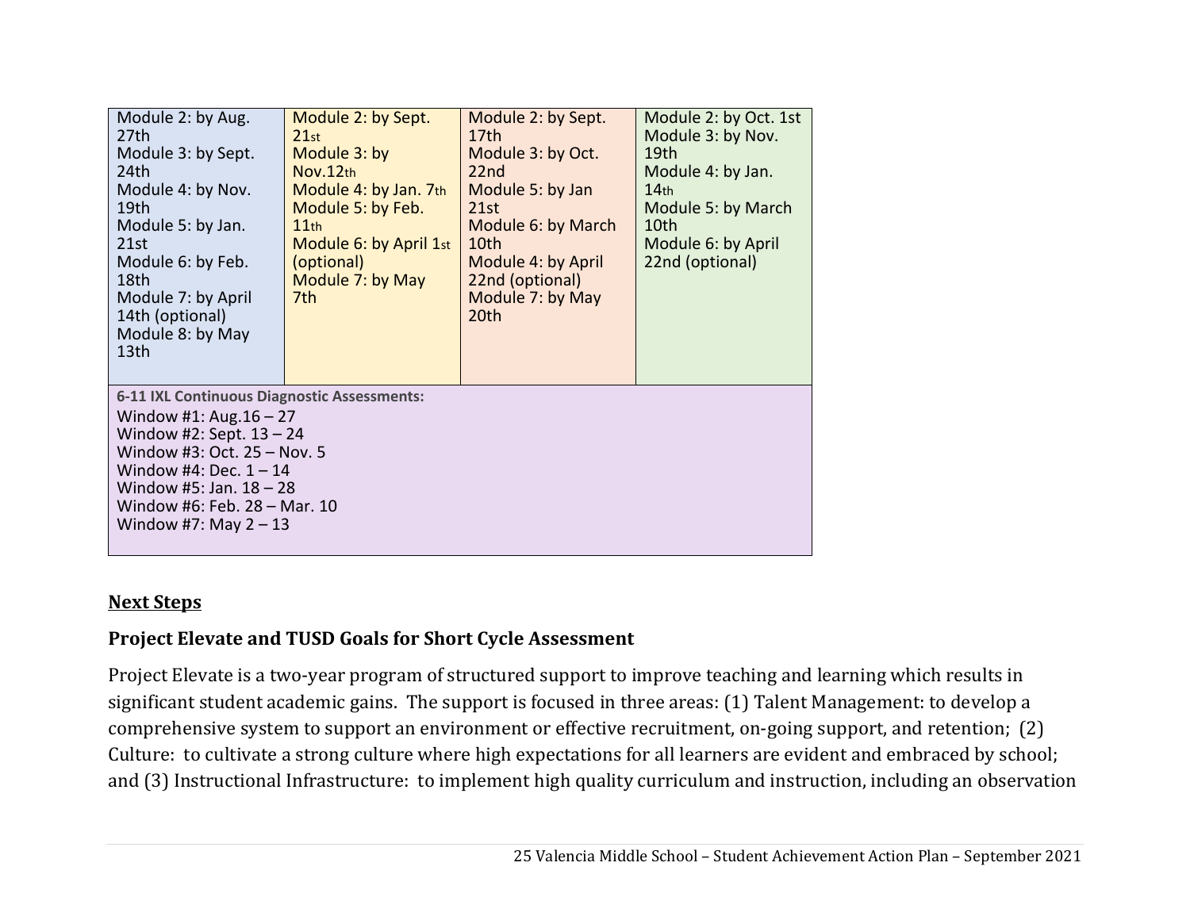| | | | |
|---|---|---|---|
| Module 2: by Aug. 27th<br>Module 3: by Sept. 24th<br>Module 4: by Nov. 19th<br>Module 5: by Jan. 21st<br>Module 6: by Feb. 18th<br>Module 7: by April 14th (optional)<br>Module 8: by May 13th | Module 2: by Sept. 21st<br>Module 3: by Nov.12th<br>Module 4: by Jan. 7th<br>Module 5: by Feb. 11th<br>Module 6: by April 1st (optional)<br>Module 7: by May 7th | Module 2: by Sept. 17th<br>Module 3: by Oct. 22nd<br>Module 5: by Jan 21st<br>Module 6: by March 10th<br>Module 4: by April 22nd (optional)<br>Module 7: by May 20th | Module 2: by Oct. 1st<br>Module 3: by Nov. 19th<br>Module 4: by Jan. 14th<br>Module 5: by March 10th<br>Module 6: by April 22nd (optional) |
| **6-11 IXL Continuous Diagnostic Assessments:**<br>Window #1: Aug.16 – 27<br>Window #2: Sept. 13 – 24<br>Window #3: Oct. 25 – Nov. 5<br>Window #4: Dec. 1 – 14<br>Window #5: Jan. 18 – 28<br>Window #6: Feb. 28 – Mar. 10<br>Window #7: May 2 – 13 | | | |

**Next Steps**

### Project Elevate and TUSD Goals for Short Cycle Assessment

Project Elevate is a two-year program of structured support to improve teaching and learning which results in significant student academic gains. The support is focused in three areas: (1) Talent Management: to develop a comprehensive system to support an environment or effective recruitment, on-going support, and retention; (2) Culture: to cultivate a strong culture where high expectations for all learners are evident and embraced by school; and (3) Instructional Infrastructure: to implement high quality curriculum and instruction, including an observation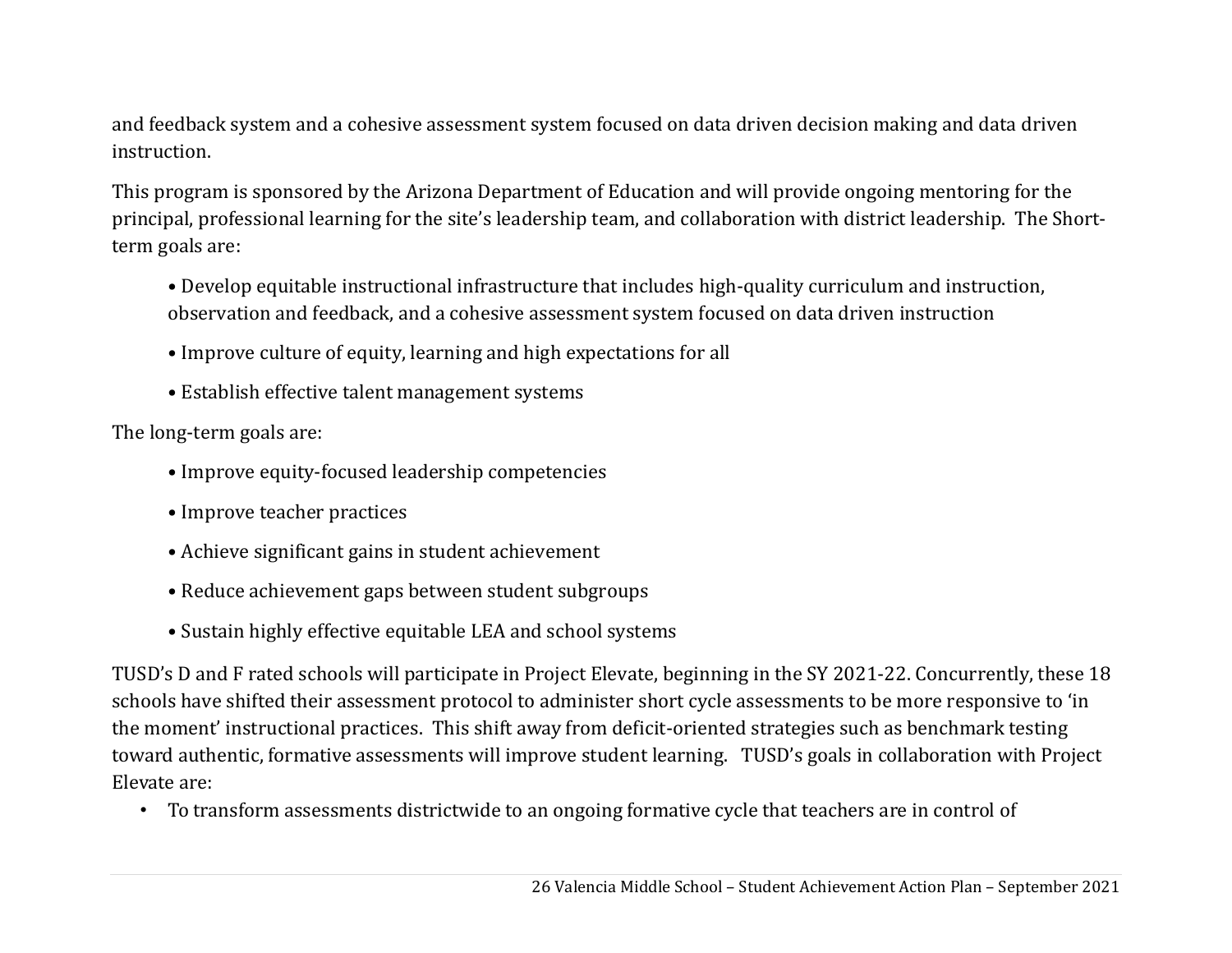and feedback system and a cohesive assessment system focused on data driven decision making and data driven instruction.

This program is sponsored by the Arizona Department of Education and will provide ongoing mentoring for the principal, professional learning for the site's leadership team, and collaboration with district leadership. The Short-term goals are:

- Develop equitable instructional infrastructure that includes high-quality curriculum and instruction, observation and feedback, and a cohesive assessment system focused on data driven instruction
- Improve culture of equity, learning and high expectations for all
- Establish effective talent management systems

The long-term goals are:

- Improve equity-focused leadership competencies
- Improve teacher practices
- Achieve significant gains in student achievement
- Reduce achievement gaps between student subgroups
- Sustain highly effective equitable LEA and school systems

TUSD's D and F rated schools will participate in Project Elevate, beginning in the SY 2021-22. Concurrently, these 18 schools have shifted their assessment protocol to administer short cycle assessments to be more responsive to 'in the moment' instructional practices. This shift away from deficit-oriented strategies such as benchmark testing toward authentic, formative assessments will improve student learning. TUSD's goals in collaboration with Project Elevate are:

- To transform assessments districtwide to an ongoing formative cycle that teachers are in control of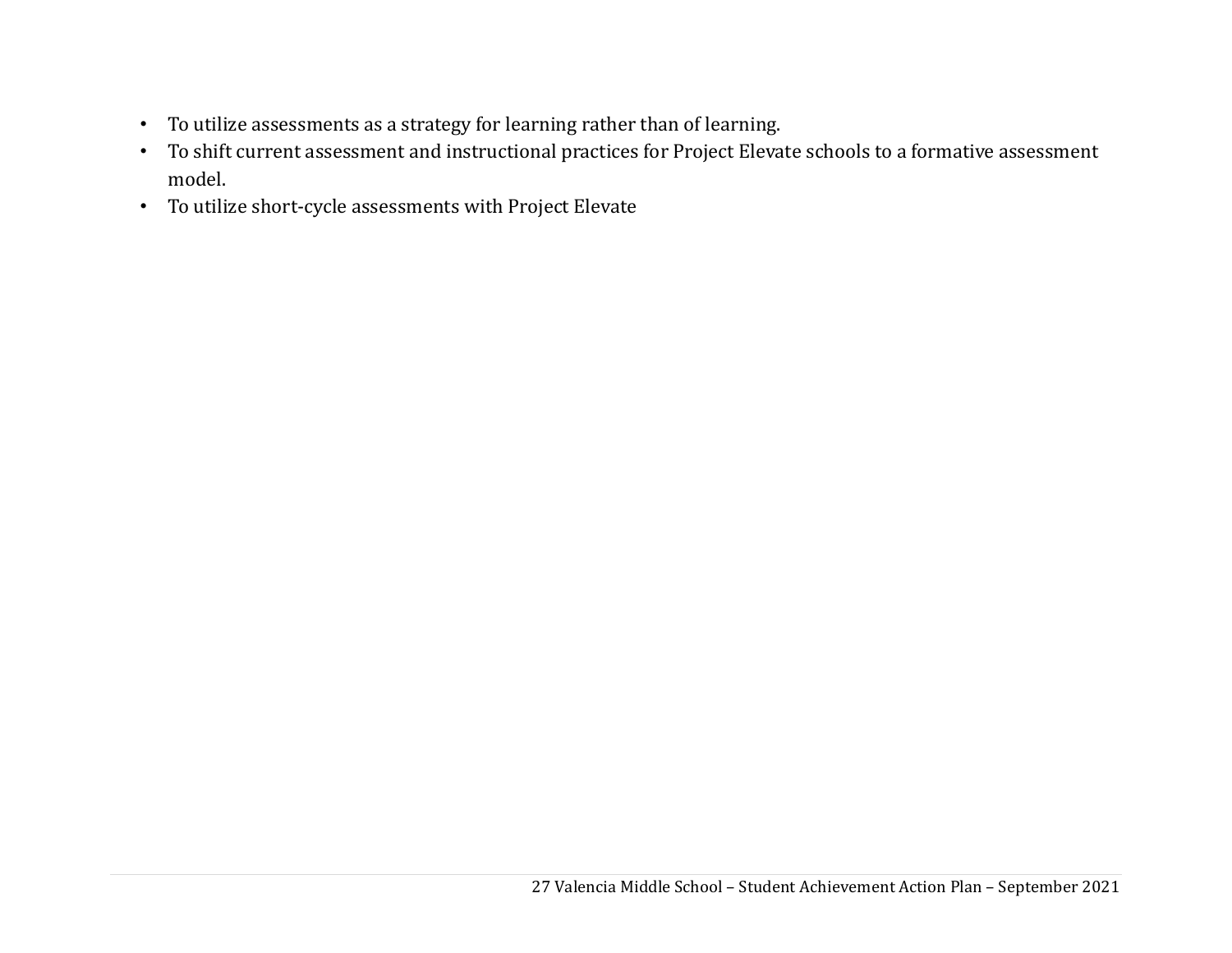- To utilize assessments as a strategy for learning rather than of learning.
- To shift current assessment and instructional practices for Project Elevate schools to a formative assessment model.
- To utilize short-cycle assessments with Project Elevate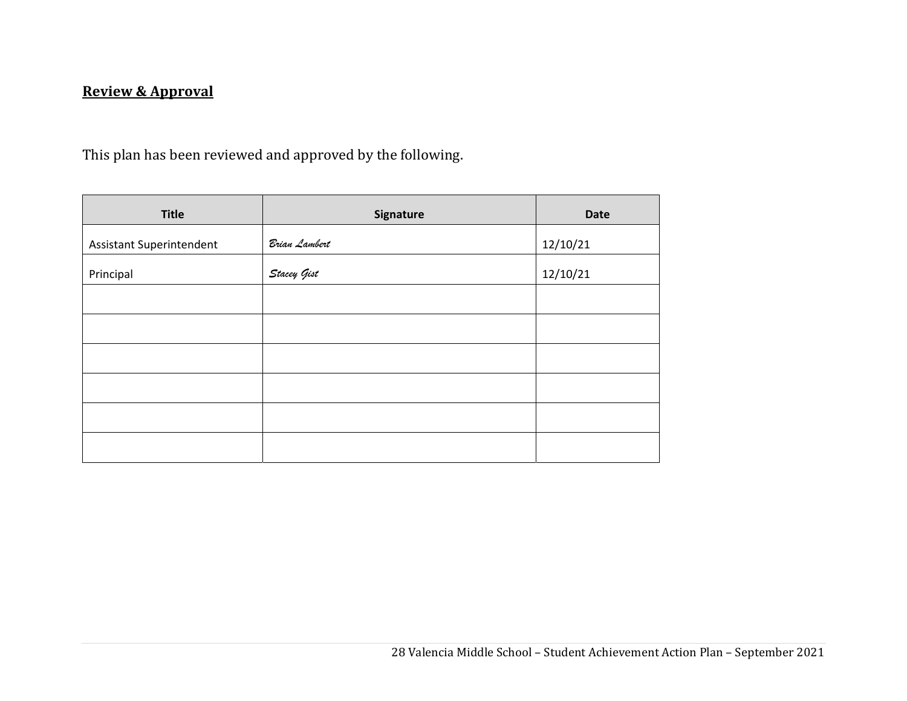**Review & Approval**

This plan has been reviewed and approved by the following.

| Title | Signature | Date |
|---|---|---|
| Assistant Superintendent | *Brian Lambert* | 12/10/21 |
| Principal | *Stacey Gist* | 12/10/21 |
| | | |
| | | |
| | | |
| | | |
| | | |
| | | |